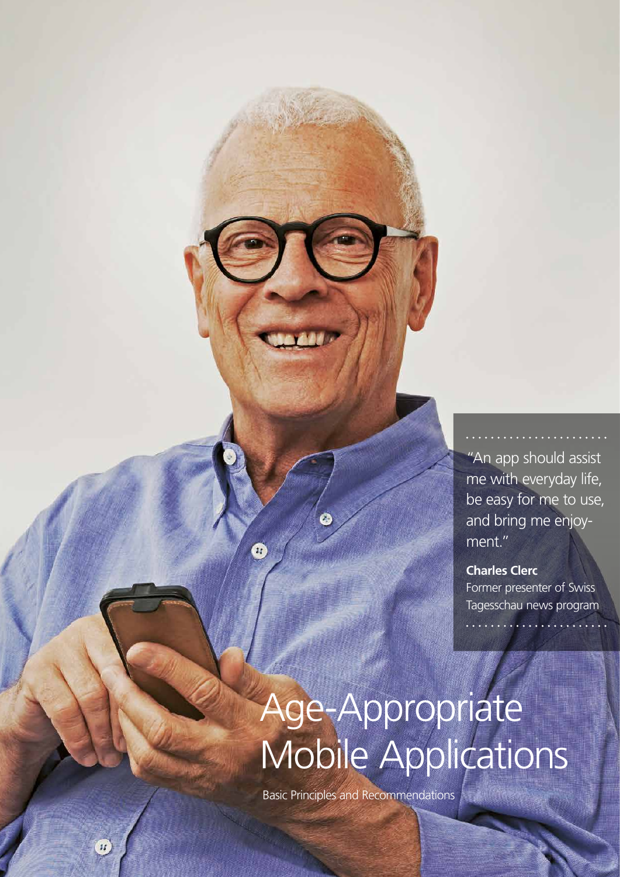"An app should assist me with everyday life, be easy for me to use, and bring me enjoyment."

**Charles Clerc**
Former presenter of Swiss Tagesschau news program

# Age-Appropriate Mobile Applications

Basic Principles and Recommendations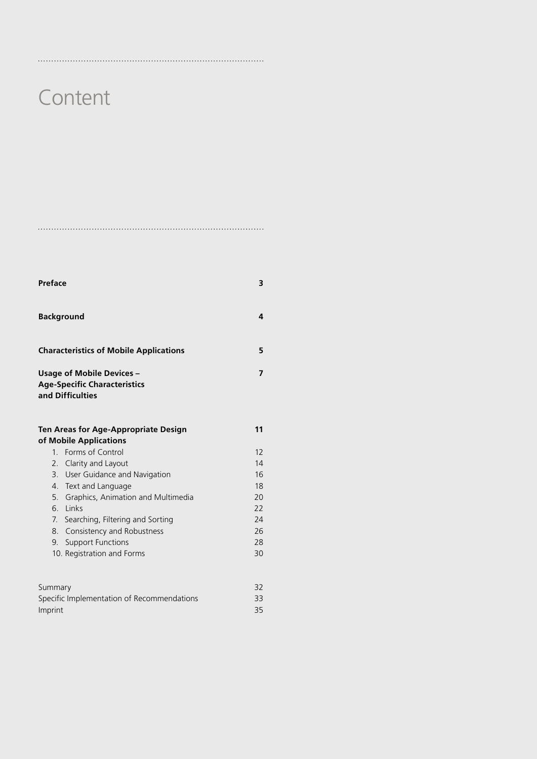# Content

| | |
|---|---|
| **Preface** | **3** |
| **Background** | **4** |
| **Characteristics of Mobile Applications** | **5** |
| **Usage of Mobile Devices – Age-Specific Characteristics and Difficulties** | **7** |
| **Ten Areas for Age-Appropriate Design of Mobile Applications** | **11** |
| 1. Forms of Control | 12 |
| 2. Clarity and Layout | 14 |
| 3. User Guidance and Navigation | 16 |
| 4. Text and Language | 18 |
| 5. Graphics, Animation and Multimedia | 20 |
| 6. Links | 22 |
| 7. Searching, Filtering and Sorting | 24 |
| 8. Consistency and Robustness | 26 |
| 9. Support Functions | 28 |
| 10. Registration and Forms | 30 |
| Summary | 32 |
| Specific Implementation of Recommendations | 33 |
| Imprint | 35 |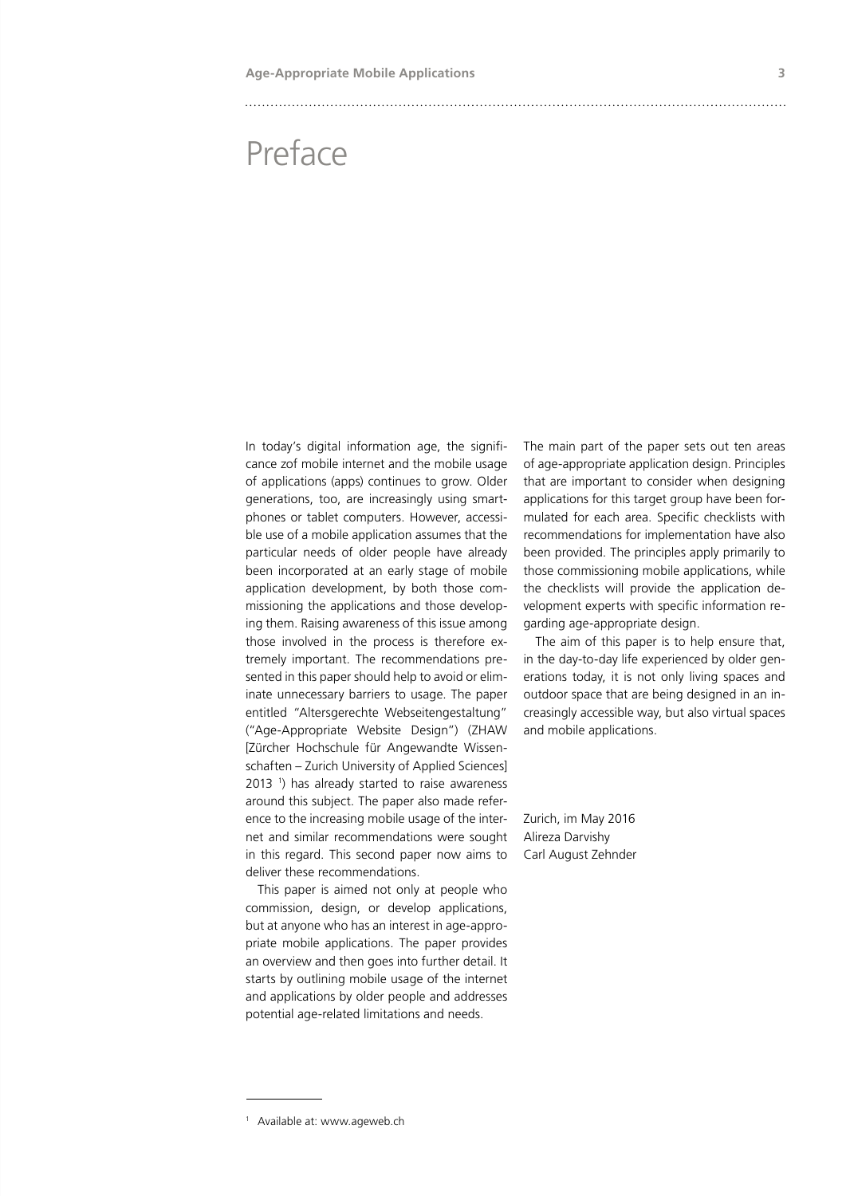# Preface

In today's digital information age, the significance zof mobile internet and the mobile usage of applications (apps) continues to grow. Older generations, too, are increasingly using smartphones or tablet computers. However, accessible use of a mobile application assumes that the particular needs of older people have already been incorporated at an early stage of mobile application development, by both those commissioning the applications and those developing them. Raising awareness of this issue among those involved in the process is therefore extremely important. The recommendations presented in this paper should help to avoid or eliminate unnecessary barriers to usage. The paper entitled "Altersgerechte Webseitengestaltung" ("Age-Appropriate Website Design") (ZHAW [Zürcher Hochschule für Angewandte Wissenschaften – Zurich University of Applied Sciences] 2013 [1]) has already started to raise awareness around this subject. The paper also made reference to the increasing mobile usage of the internet and similar recommendations were sought in this regard. This second paper now aims to deliver these recommendations.

This paper is aimed not only at people who commission, design, or develop applications, but at anyone who has an interest in age-appropriate mobile applications. The paper provides an overview and then goes into further detail. It starts by outlining mobile usage of the internet and applications by older people and addresses potential age-related limitations and needs.

The main part of the paper sets out ten areas of age-appropriate application design. Principles that are important to consider when designing applications for this target group have been formulated for each area. Specific checklists with recommendations for implementation have also been provided. The principles apply primarily to those commissioning mobile applications, while the checklists will provide the application development experts with specific information regarding age-appropriate design.

The aim of this paper is to help ensure that, in the day-to-day life experienced by older generations today, it is not only living spaces and outdoor space that are being designed in an increasingly accessible way, but also virtual spaces and mobile applications.

Zurich, im May 2016
Alireza Darvishy
Carl August Zehnder

---

[1] Available at: www.ageweb.ch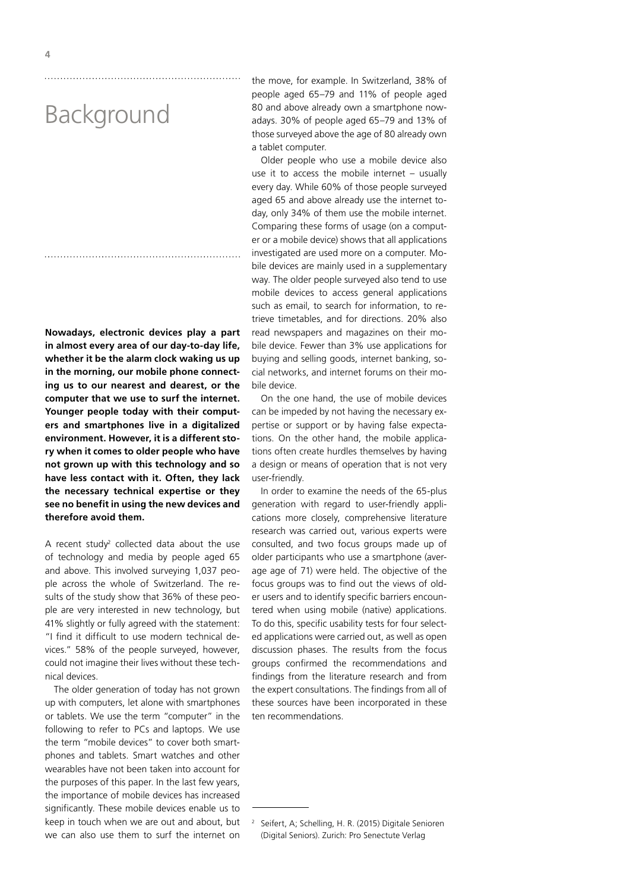# Background

**Nowadays, electronic devices play a part in almost every area of our day-to-day life, whether it be the alarm clock waking us up in the morning, our mobile phone connecting us to our nearest and dearest, or the computer that we use to surf the internet. Younger people today with their computers and smartphones live in a digitalized environment. However, it is a different story when it comes to older people who have not grown up with this technology and so have less contact with it. Often, they lack the necessary technical expertise or they see no benefit in using the new devices and therefore avoid them.**

A recent study[2] collected data about the use of technology and media by people aged 65 and above. This involved surveying 1,037 people across the whole of Switzerland. The results of the study show that 36% of these people are very interested in new technology, but 41% slightly or fully agreed with the statement: "I find it difficult to use modern technical devices." 58% of the people surveyed, however, could not imagine their lives without these technical devices.

The older generation of today has not grown up with computers, let alone with smartphones or tablets. We use the term "computer" in the following to refer to PCs and laptops. We use the term "mobile devices" to cover both smartphones and tablets. Smart watches and other wearables have not been taken into account for the purposes of this paper. In the last few years, the importance of mobile devices has increased significantly. These mobile devices enable us to keep in touch when we are out and about, but we can also use them to surf the internet on the move, for example. In Switzerland, 38% of people aged 65–79 and 11% of people aged 80 and above already own a smartphone nowadays. 30% of people aged 65–79 and 13% of those surveyed above the age of 80 already own a tablet computer.

Older people who use a mobile device also use it to access the mobile internet – usually every day. While 60% of those people surveyed aged 65 and above already use the internet today, only 34% of them use the mobile internet. Comparing these forms of usage (on a computer or a mobile device) shows that all applications investigated are used more on a computer. Mobile devices are mainly used in a supplementary way. The older people surveyed also tend to use mobile devices to access general applications such as email, to search for information, to retrieve timetables, and for directions. 20% also read newspapers and magazines on their mobile device. Fewer than 3% use applications for buying and selling goods, internet banking, social networks, and internet forums on their mobile device.

On the one hand, the use of mobile devices can be impeded by not having the necessary expertise or support or by having false expectations. On the other hand, the mobile applications often create hurdles themselves by having a design or means of operation that is not very user-friendly.

In order to examine the needs of the 65-plus generation with regard to user-friendly applications more closely, comprehensive literature research was carried out, various experts were consulted, and two focus groups made up of older participants who use a smartphone (average age of 71) were held. The objective of the focus groups was to find out the views of older users and to identify specific barriers encountered when using mobile (native) applications. To do this, specific usability tests for four selected applications were carried out, as well as open discussion phases. The results from the focus groups confirmed the recommendations and findings from the literature research and from the expert consultations. The findings from all of these sources have been incorporated in these ten recommendations.

---

[2] Seifert, A; Schelling, H. R. (2015) Digitale Senioren (Digital Seniors). Zurich: Pro Senectute Verlag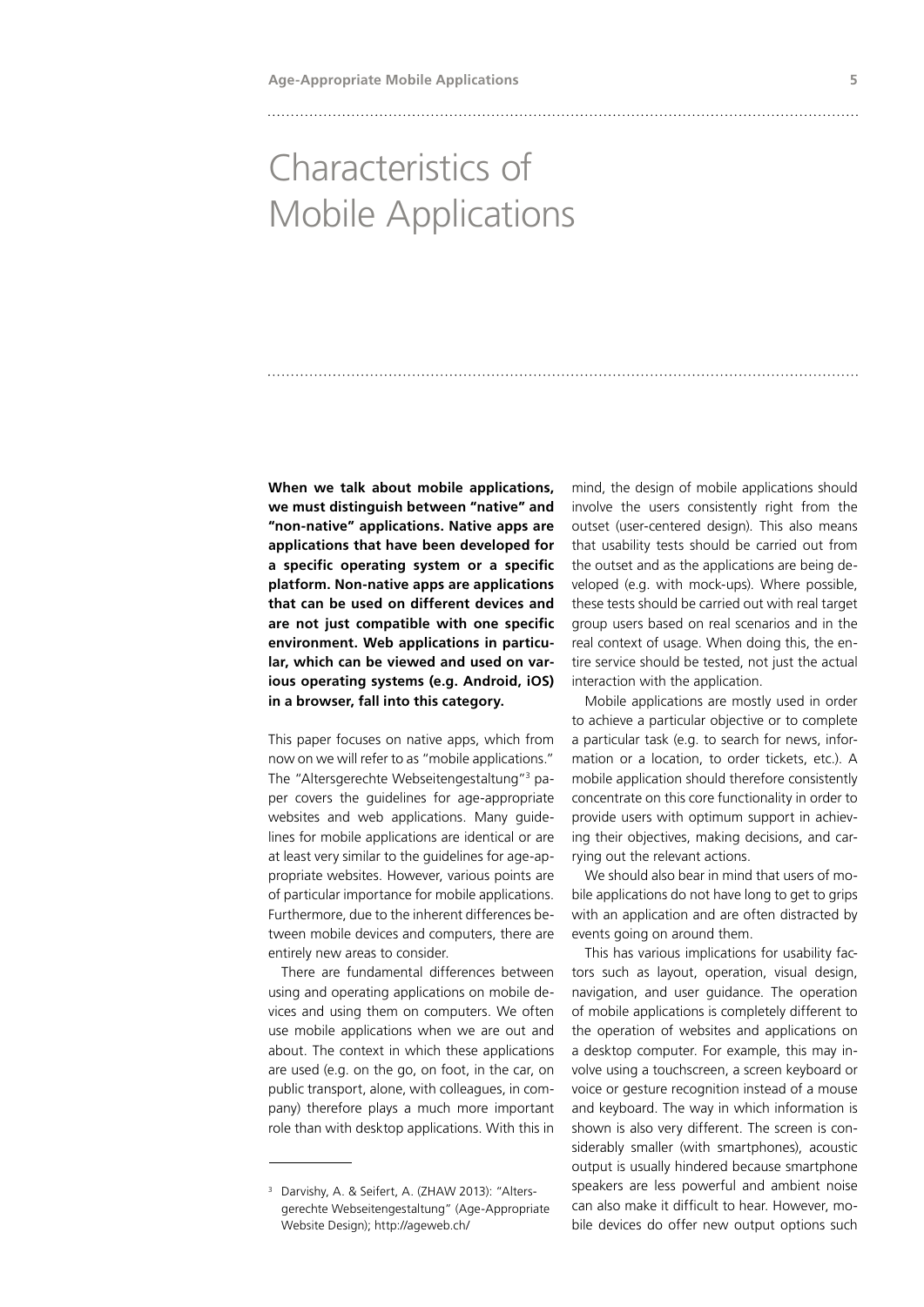# Characteristics of Mobile Applications

**When we talk about mobile applications, we must distinguish between "native" and "non-native" applications. Native apps are applications that have been developed for a specific operating system or a specific platform. Non-native apps are applications that can be used on different devices and are not just compatible with one specific environment. Web applications in particular, which can be viewed and used on various operating systems (e.g. Android, iOS) in a browser, fall into this category.**

This paper focuses on native apps, which from now on we will refer to as "mobile applications." The "Altersgerechte Webseitengestaltung"[3] paper covers the guidelines for age-appropriate websites and web applications. Many guidelines for mobile applications are identical or are at least very similar to the guidelines for age-appropriate websites. However, various points are of particular importance for mobile applications. Furthermore, due to the inherent differences between mobile devices and computers, there are entirely new areas to consider.

There are fundamental differences between using and operating applications on mobile devices and using them on computers. We often use mobile applications when we are out and about. The context in which these applications are used (e.g. on the go, on foot, in the car, on public transport, alone, with colleagues, in company) therefore plays a much more important role than with desktop applications. With this in mind, the design of mobile applications should involve the users consistently right from the outset (user-centered design). This also means that usability tests should be carried out from the outset and as the applications are being developed (e.g. with mock-ups). Where possible, these tests should be carried out with real target group users based on real scenarios and in the real context of usage. When doing this, the entire service should be tested, not just the actual interaction with the application.

Mobile applications are mostly used in order to achieve a particular objective or to complete a particular task (e.g. to search for news, information or a location, to order tickets, etc.). A mobile application should therefore consistently concentrate on this core functionality in order to provide users with optimum support in achieving their objectives, making decisions, and carrying out the relevant actions.

We should also bear in mind that users of mobile applications do not have long to get to grips with an application and are often distracted by events going on around them.

This has various implications for usability factors such as layout, operation, visual design, navigation, and user guidance. The operation of mobile applications is completely different to the operation of websites and applications on a desktop computer. For example, this may involve using a touchscreen, a screen keyboard or voice or gesture recognition instead of a mouse and keyboard. The way in which information is shown is also very different. The screen is considerably smaller (with smartphones), acoustic output is usually hindered because smartphone speakers are less powerful and ambient noise can also make it difficult to hear. However, mobile devices do offer new output options such

---

[3] Darvishy, A. & Seifert, A. (ZHAW 2013): "Altersgerechte Webseitengestaltung" (Age-Appropriate Website Design); http://ageweb.ch/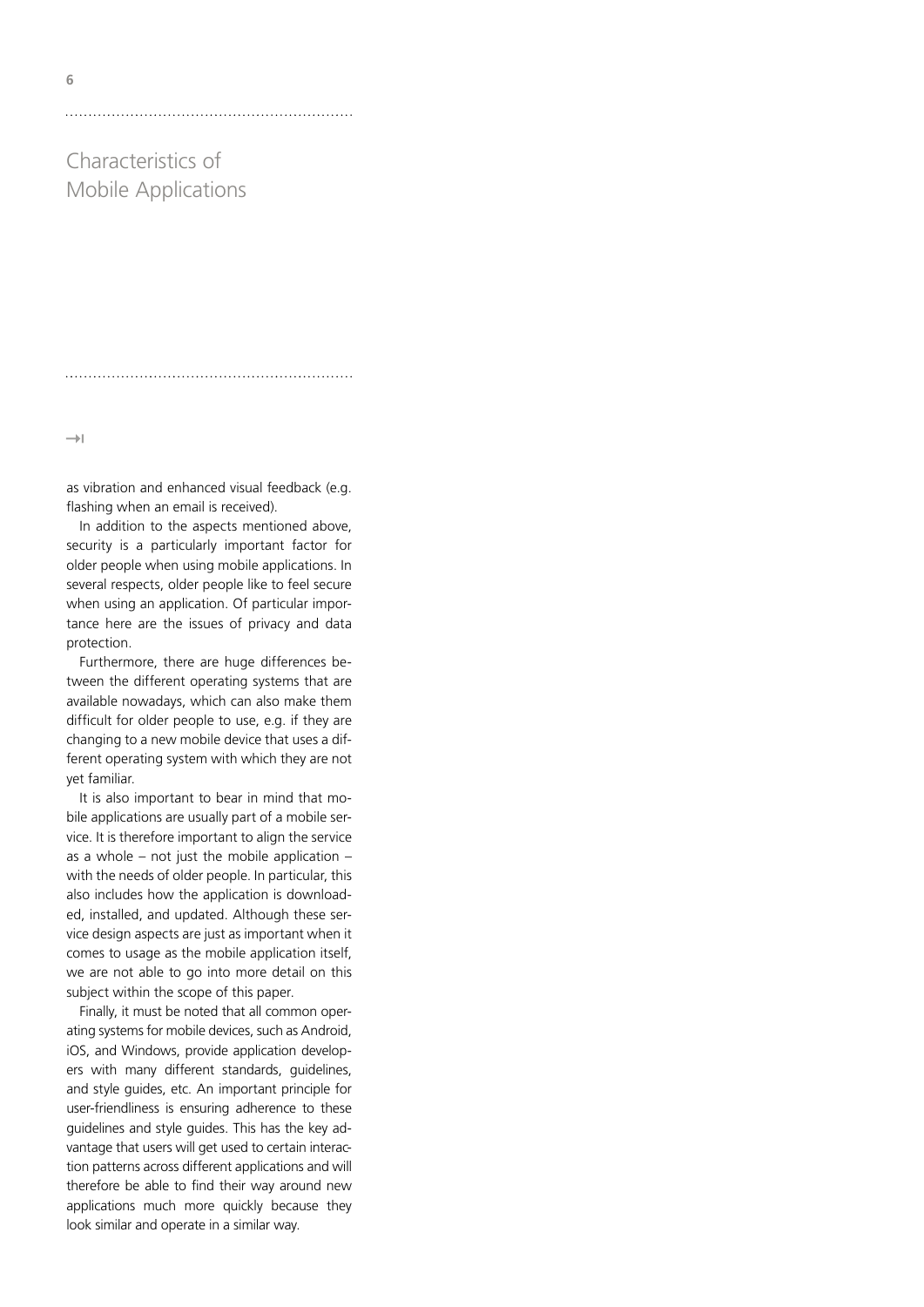## Characteristics of Mobile Applications

as vibration and enhanced visual feedback (e.g. flashing when an email is received).

In addition to the aspects mentioned above, security is a particularly important factor for older people when using mobile applications. In several respects, older people like to feel secure when using an application. Of particular importance here are the issues of privacy and data protection.

Furthermore, there are huge differences between the different operating systems that are available nowadays, which can also make them difficult for older people to use, e.g. if they are changing to a new mobile device that uses a different operating system with which they are not yet familiar.

It is also important to bear in mind that mobile applications are usually part of a mobile service. It is therefore important to align the service as a whole – not just the mobile application – with the needs of older people. In particular, this also includes how the application is downloaded, installed, and updated. Although these service design aspects are just as important when it comes to usage as the mobile application itself, we are not able to go into more detail on this subject within the scope of this paper.

Finally, it must be noted that all common operating systems for mobile devices, such as Android, iOS, and Windows, provide application developers with many different standards, guidelines, and style guides, etc. An important principle for user-friendliness is ensuring adherence to these guidelines and style guides. This has the key advantage that users will get used to certain interaction patterns across different applications and will therefore be able to find their way around new applications much more quickly because they look similar and operate in a similar way.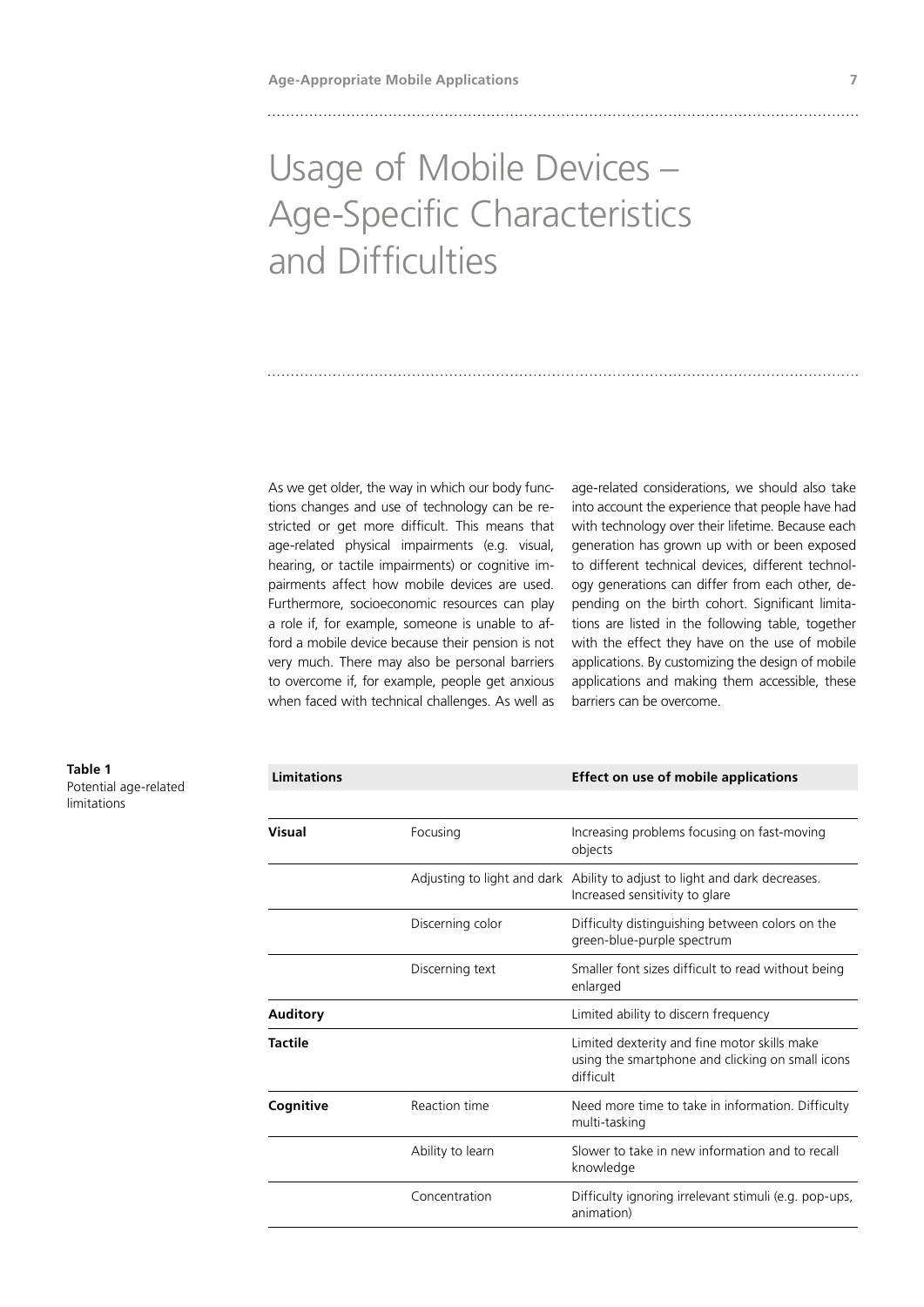# Usage of Mobile Devices – Age-Specific Characteristics and Difficulties

As we get older, the way in which our body functions changes and use of technology can be restricted or get more difficult. This means that age-related physical impairments (e.g. visual, hearing, or tactile impairments) or cognitive impairments affect how mobile devices are used. Furthermore, socioeconomic resources can play a role if, for example, someone is unable to afford a mobile device because their pension is not very much. There may also be personal barriers to overcome if, for example, people get anxious when faced with technical challenges. As well as age-related considerations, we should also take into account the experience that people have had with technology over their lifetime. Because each generation has grown up with or been exposed to different technical devices, different technology generations can differ from each other, depending on the birth cohort. Significant limitations are listed in the following table, together with the effect they have on the use of mobile applications. By customizing the design of mobile applications and making them accessible, these barriers can be overcome.

**Table 1**
Potential age-related limitations

| Limitations | | Effect on use of mobile applications |
|---|---|---|
| **Visual** | Focusing | Increasing problems focusing on fast-moving objects |
| | Adjusting to light and dark | Ability to adjust to light and dark decreases. Increased sensitivity to glare |
| | Discerning color | Difficulty distinguishing between colors on the green-blue-purple spectrum |
| | Discerning text | Smaller font sizes difficult to read without being enlarged |
| **Auditory** | | Limited ability to discern frequency |
| **Tactile** | | Limited dexterity and fine motor skills make using the smartphone and clicking on small icons difficult |
| **Cognitive** | Reaction time | Need more time to take in information. Difficulty multi-tasking |
| | Ability to learn | Slower to take in new information and to recall knowledge |
| | Concentration | Difficulty ignoring irrelevant stimuli (e.g. pop-ups, animation) |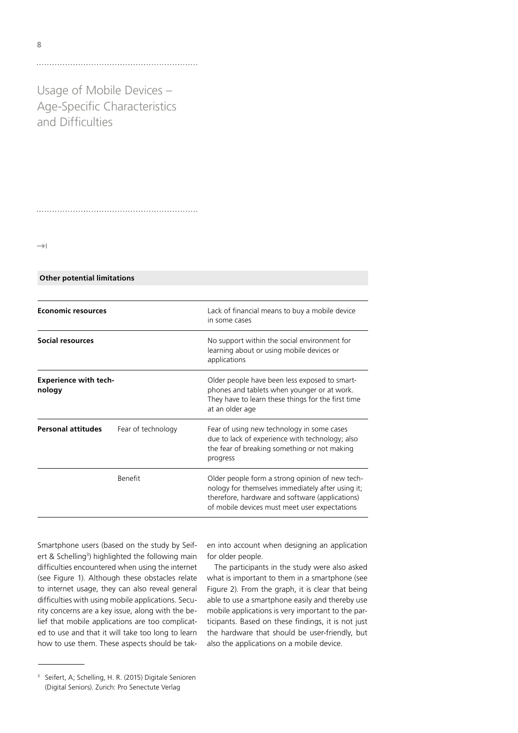# Usage of Mobile Devices – Age-Specific Characteristics and Difficulties

→|

| **Other potential limitations** | | |
|---|---|---|
| **Economic resources** | | Lack of financial means to buy a mobile device in some cases |
| **Social resources** | | No support within the social environment for learning about or using mobile devices or applications |
| **Experience with technology** | | Older people have been less exposed to smartphones and tablets when younger or at work. They have to learn these things for the first time at an older age |
| **Personal attitudes** | Fear of technology | Fear of using new technology in some cases due to lack of experience with technology; also the fear of breaking something or not making progress |
| | Benefit | Older people form a strong opinion of new technology for themselves immediately after using it; therefore, hardware and software (applications) of mobile devices must meet user expectations |

Smartphone users (based on the study by Seifert & Schelling[3]) highlighted the following main difficulties encountered when using the internet (see Figure 1). Although these obstacles relate to internet usage, they can also reveal general difficulties with using mobile applications. Security concerns are a key issue, along with the belief that mobile applications are too complicated to use and that it will take too long to learn how to use them. These aspects should be taken into account when designing an application for older people.

The participants in the study were also asked what is important to them in a smartphone (see Figure 2). From the graph, it is clear that being able to use a smartphone easily and thereby use mobile applications is very important to the participants. Based on these findings, it is not just the hardware that should be user-friendly, but also the applications on a mobile device.

[3] Seifert, A; Schelling, H. R. (2015) Digitale Senioren (Digital Seniors). Zurich: Pro Senectute Verlag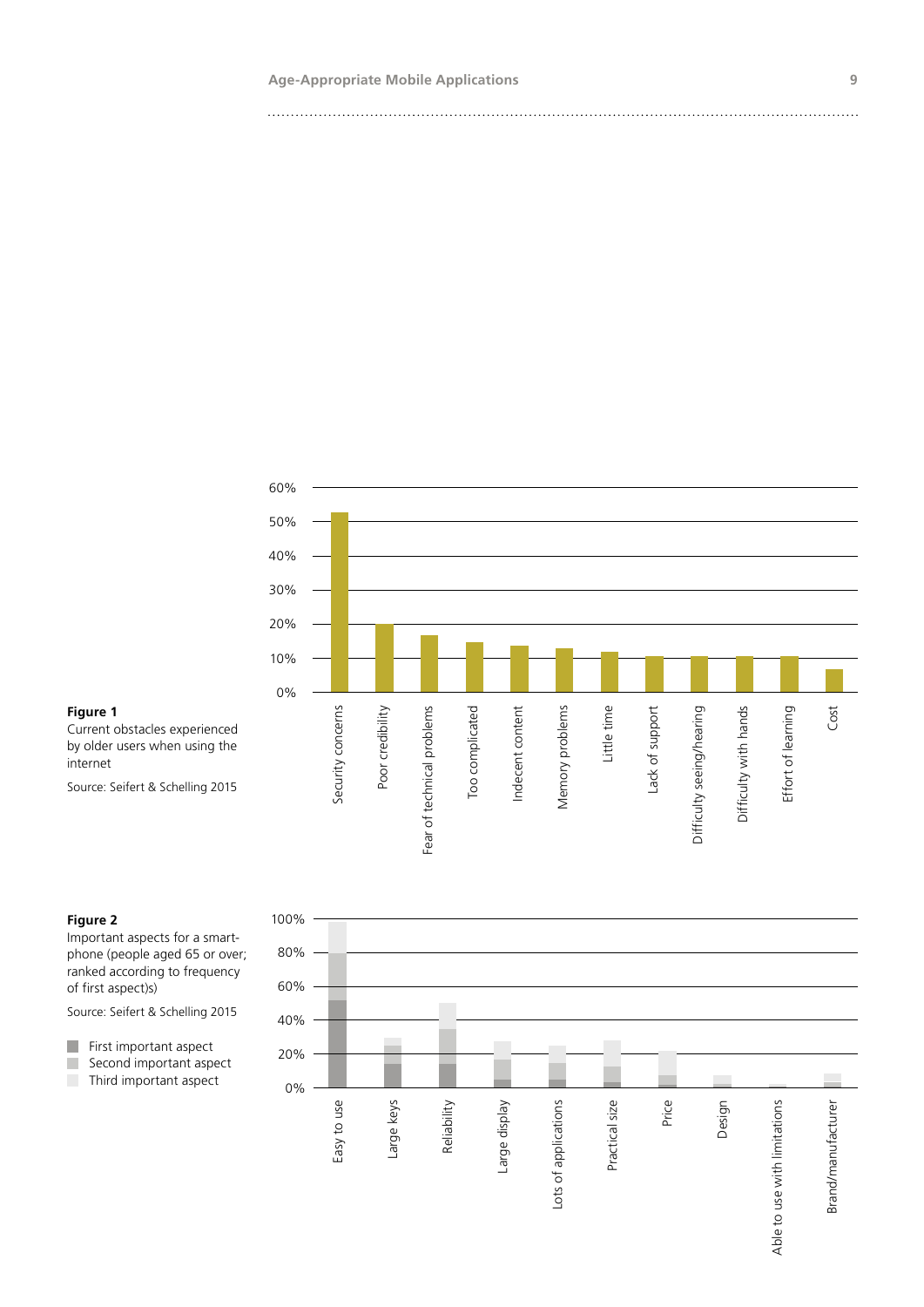**Figure 1**
Current obstacles experienced by older users when using the internet

Source: Seifert & Schelling 2015

**Figure 2**
Important aspects for a smartphone (people aged 65 or over; ranked according to frequency of first aspect)s)

Source: Seifert & Schelling 2015

- First important aspect
- Second important aspect
- Third important aspect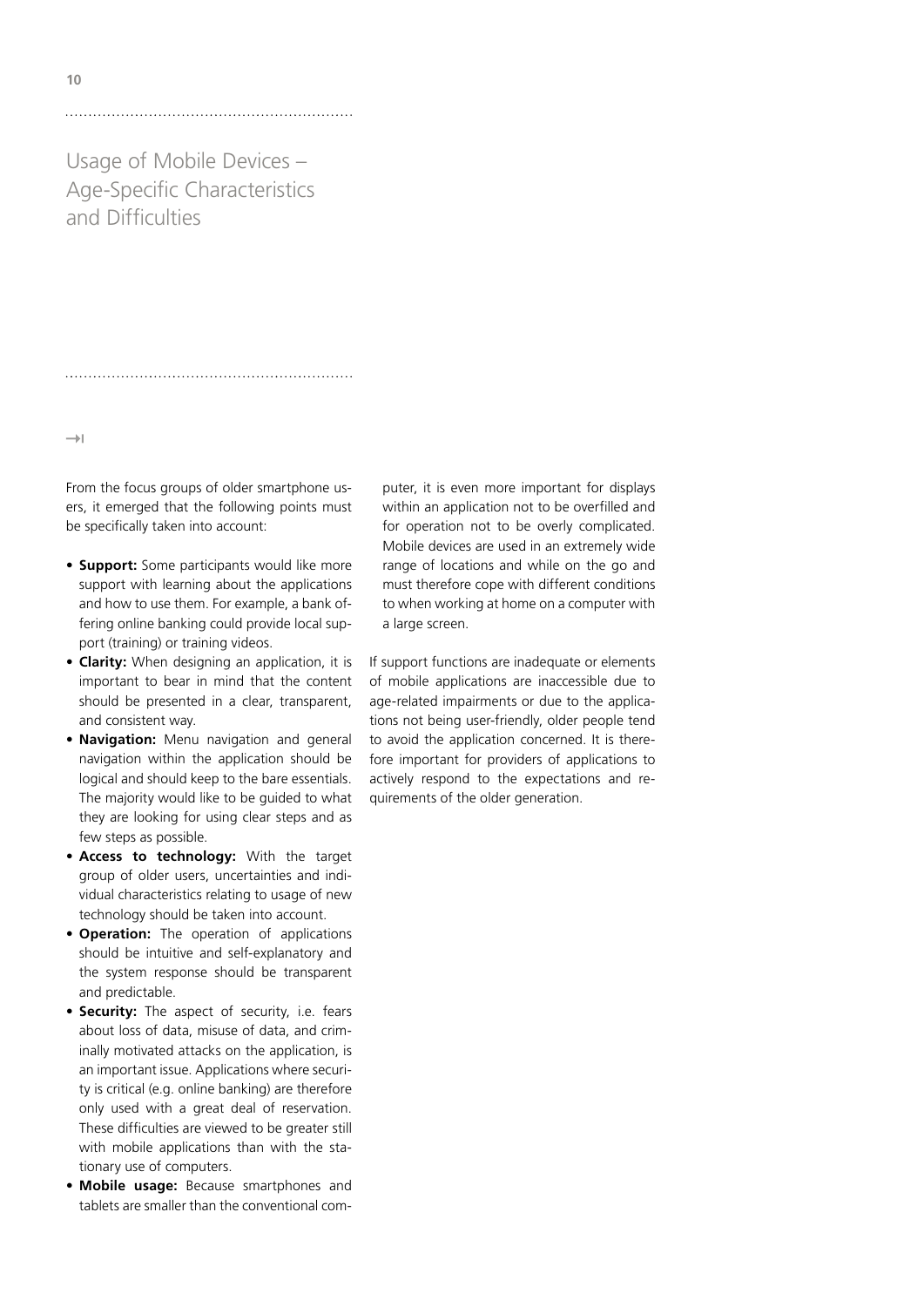# Usage of Mobile Devices – Age-Specific Characteristics and Difficulties

From the focus groups of older smartphone users, it emerged that the following points must be specifically taken into account:

- **Support:** Some participants would like more support with learning about the applications and how to use them. For example, a bank offering online banking could provide local support (training) or training videos.
- **Clarity:** When designing an application, it is important to bear in mind that the content should be presented in a clear, transparent, and consistent way.
- **Navigation:** Menu navigation and general navigation within the application should be logical and should keep to the bare essentials. The majority would like to be guided to what they are looking for using clear steps and as few steps as possible.
- **Access to technology:** With the target group of older users, uncertainties and individual characteristics relating to usage of new technology should be taken into account.
- **Operation:** The operation of applications should be intuitive and self-explanatory and the system response should be transparent and predictable.
- **Security:** The aspect of security, i.e. fears about loss of data, misuse of data, and criminally motivated attacks on the application, is an important issue. Applications where security is critical (e.g. online banking) are therefore only used with a great deal of reservation. These difficulties are viewed to be greater still with mobile applications than with the stationary use of computers.
- **Mobile usage:** Because smartphones and tablets are smaller than the conventional computer, it is even more important for displays within an application not to be overfilled and for operation not to be overly complicated. Mobile devices are used in an extremely wide range of locations and while on the go and must therefore cope with different conditions to when working at home on a computer with a large screen.

If support functions are inadequate or elements of mobile applications are inaccessible due to age-related impairments or due to the applications not being user-friendly, older people tend to avoid the application concerned. It is therefore important for providers of applications to actively respond to the expectations and requirements of the older generation.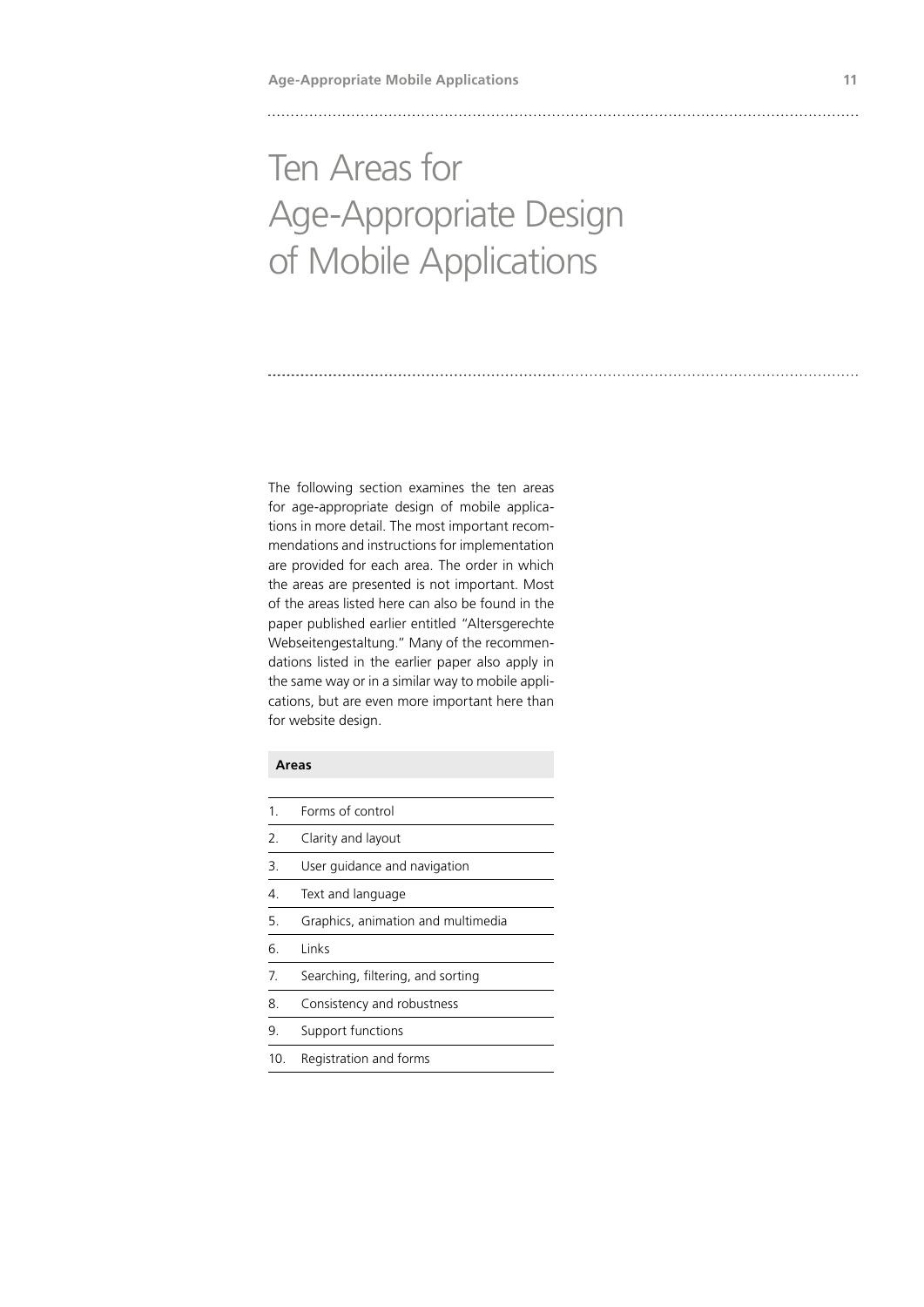# Ten Areas for Age-Appropriate Design of Mobile Applications

The following section examines the ten areas for age-appropriate design of mobile applications in more detail. The most important recommendations and instructions for implementation are provided for each area. The order in which the areas are presented is not important. Most of the areas listed here can also be found in the paper published earlier entitled "Altersgerechte Webseitengestaltung." Many of the recommendations listed in the earlier paper also apply in the same way or in a similar way to mobile applications, but are even more important here than for website design.

| | **Areas** |
|---|---|
| 1. | Forms of control |
| 2. | Clarity and layout |
| 3. | User guidance and navigation |
| 4. | Text and language |
| 5. | Graphics, animation and multimedia |
| 6. | Links |
| 7. | Searching, filtering, and sorting |
| 8. | Consistency and robustness |
| 9. | Support functions |
| 10. | Registration and forms |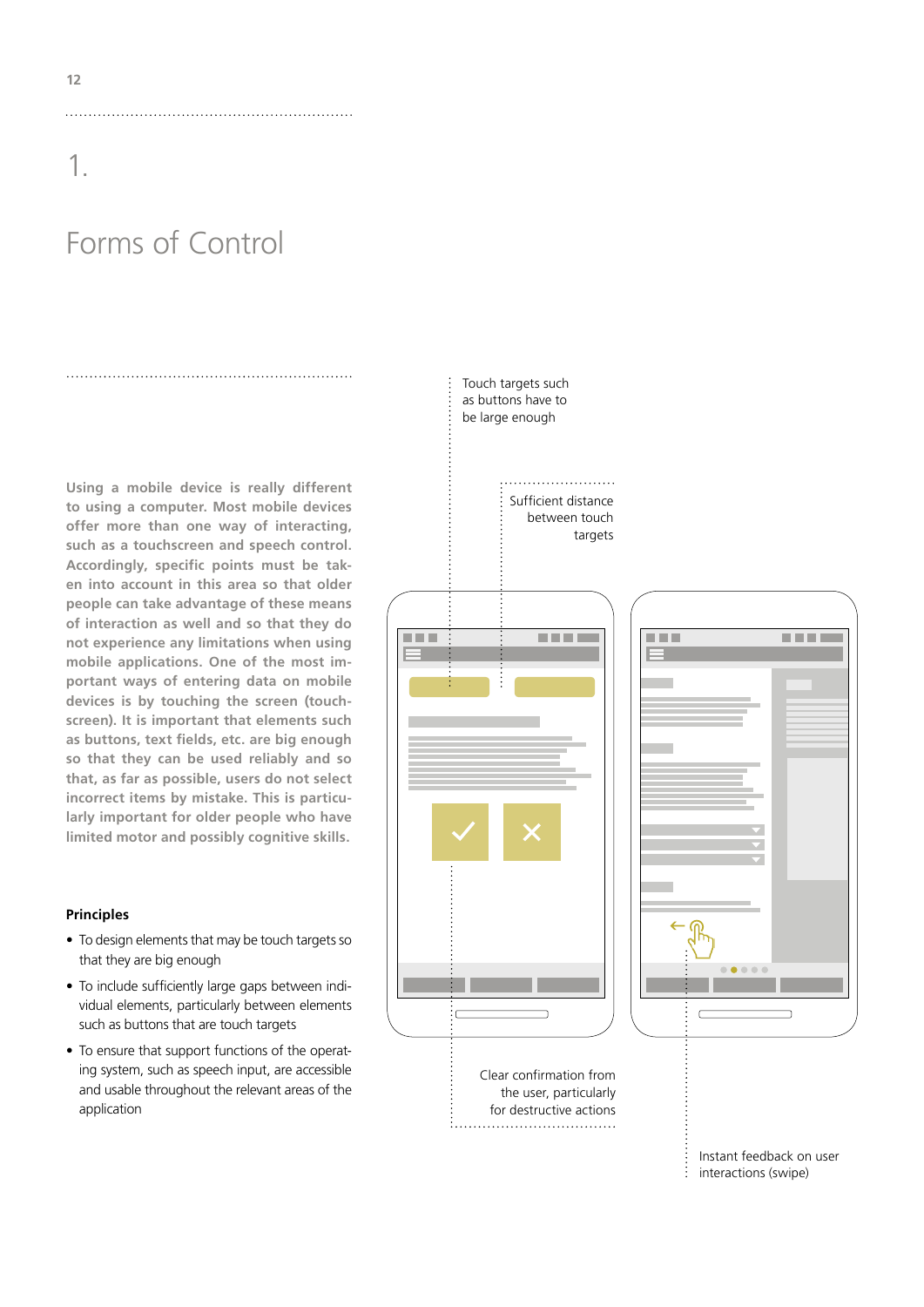# 1.

# Forms of Control

**Using a mobile device is really different to using a computer. Most mobile devices offer more than one way of interacting, such as a touchscreen and speech control. Accordingly, specific points must be taken into account in this area so that older people can take advantage of these means of interaction as well and so that they do not experience any limitations when using mobile applications. One of the most important ways of entering data on mobile devices is by touching the screen (touchscreen). It is important that elements such as buttons, text fields, etc. are big enough so that they can be used reliably and so that, as far as possible, users do not select incorrect items by mistake. This is particularly important for older people who have limited motor and possibly cognitive skills.**

### Principles

- To design elements that may be touch targets so that they are big enough
- To include sufficiently large gaps between individual elements, particularly between elements such as buttons that are touch targets
- To ensure that support functions of the operating system, such as speech input, are accessible and usable throughout the relevant areas of the application

Touch targets such as buttons have to be large enough

Sufficient distance between touch targets

Clear confirmation from the user, particularly for destructive actions

Instant feedback on user interactions (swipe)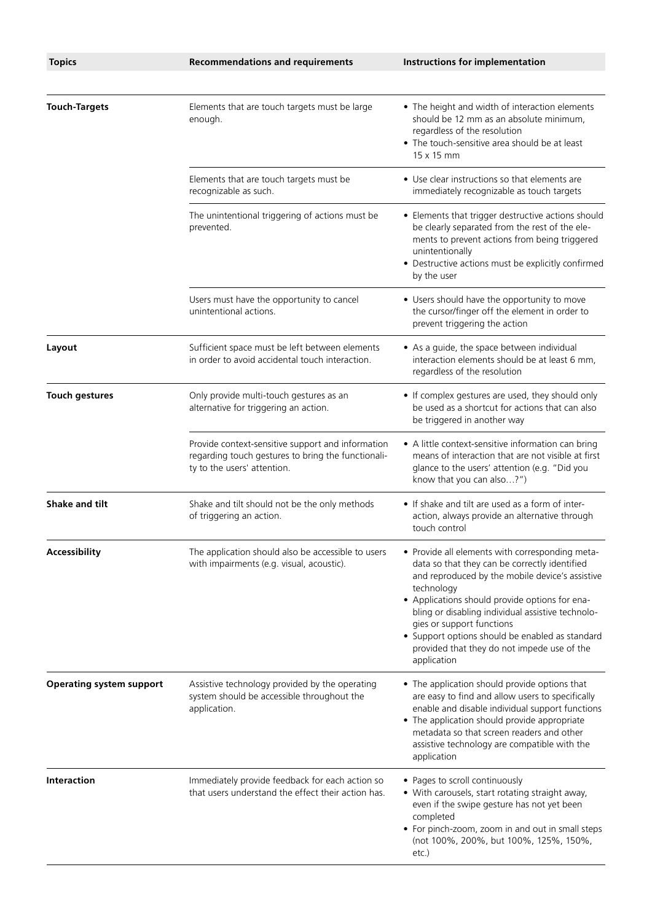| Topics | Recommendations and requirements | Instructions for implementation |
|---|---|---|
| **Touch-Targets** | Elements that are touch targets must be large enough. | • The height and width of interaction elements should be 12 mm as an absolute minimum, regardless of the resolution<br>• The touch-sensitive area should be at least 15 x 15 mm |
| | Elements that are touch targets must be recognizable as such. | • Use clear instructions so that elements are immediately recognizable as touch targets |
| | The unintentional triggering of actions must be prevented. | • Elements that trigger destructive actions should be clearly separated from the rest of the elements to prevent actions from being triggered unintentionally<br>• Destructive actions must be explicitly confirmed by the user |
| | Users must have the opportunity to cancel unintentional actions. | • Users should have the opportunity to move the cursor/finger off the element in order to prevent triggering the action |
| **Layout** | Sufficient space must be left between elements in order to avoid accidental touch interaction. | • As a guide, the space between individual interaction elements should be at least 6 mm, regardless of the resolution |
| **Touch gestures** | Only provide multi-touch gestures as an alternative for triggering an action. | • If complex gestures are used, they should only be used as a shortcut for actions that can also be triggered in another way |
| | Provide context-sensitive support and information regarding touch gestures to bring the functionality to the users' attention. | • A little context-sensitive information can bring means of interaction that are not visible at first glance to the users' attention (e.g. "Did you know that you can also…?") |
| **Shake and tilt** | Shake and tilt should not be the only methods of triggering an action. | • If shake and tilt are used as a form of interaction, always provide an alternative through touch control |
| **Accessibility** | The application should also be accessible to users with impairments (e.g. visual, acoustic). | • Provide all elements with corresponding metadata so that they can be correctly identified and reproduced by the mobile device's assistive technology<br>• Applications should provide options for enabling or disabling individual assistive technologies or support functions<br>• Support options should be enabled as standard provided that they do not impede use of the application |
| **Operating system support** | Assistive technology provided by the operating system should be accessible throughout the application. | • The application should provide options that are easy to find and allow users to specifically enable and disable individual support functions<br>• The application should provide appropriate metadata so that screen readers and other assistive technology are compatible with the application |
| **Interaction** | Immediately provide feedback for each action so that users understand the effect their action has. | • Pages to scroll continuously<br>• With carousels, start rotating straight away, even if the swipe gesture has not yet been completed<br>• For pinch-zoom, zoom in and out in small steps (not 100%, 200%, but 100%, 125%, 150%, etc.) |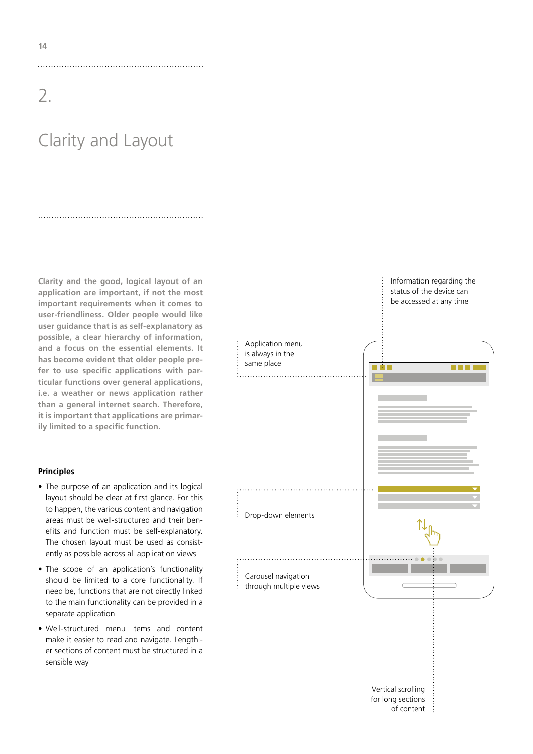# 2.

# Clarity and Layout

**Clarity and the good, logical layout of an application are important, if not the most important requirements when it comes to user-friendliness. Older people would like user guidance that is as self-explanatory as possible, a clear hierarchy of information, and a focus on the essential elements. It has become evident that older people prefer to use specific applications with particular functions over general applications, i.e. a weather or news application rather than a general internet search. Therefore, it is important that applications are primarily limited to a specific function.**

### Principles

- The purpose of an application and its logical layout should be clear at first glance. For this to happen, the various content and navigation areas must be well-structured and their benefits and function must be self-explanatory. The chosen layout must be used as consistently as possible across all application views
- The scope of an application's functionality should be limited to a core functionality. If need be, functions that are not directly linked to the main functionality can be provided in a separate application
- Well-structured menu items and content make it easier to read and navigate. Lengthier sections of content must be structured in a sensible way

Information regarding the status of the device can be accessed at any time

Application menu is always in the same place

Drop-down elements

Carousel navigation through multiple views

Vertical scrolling for long sections of content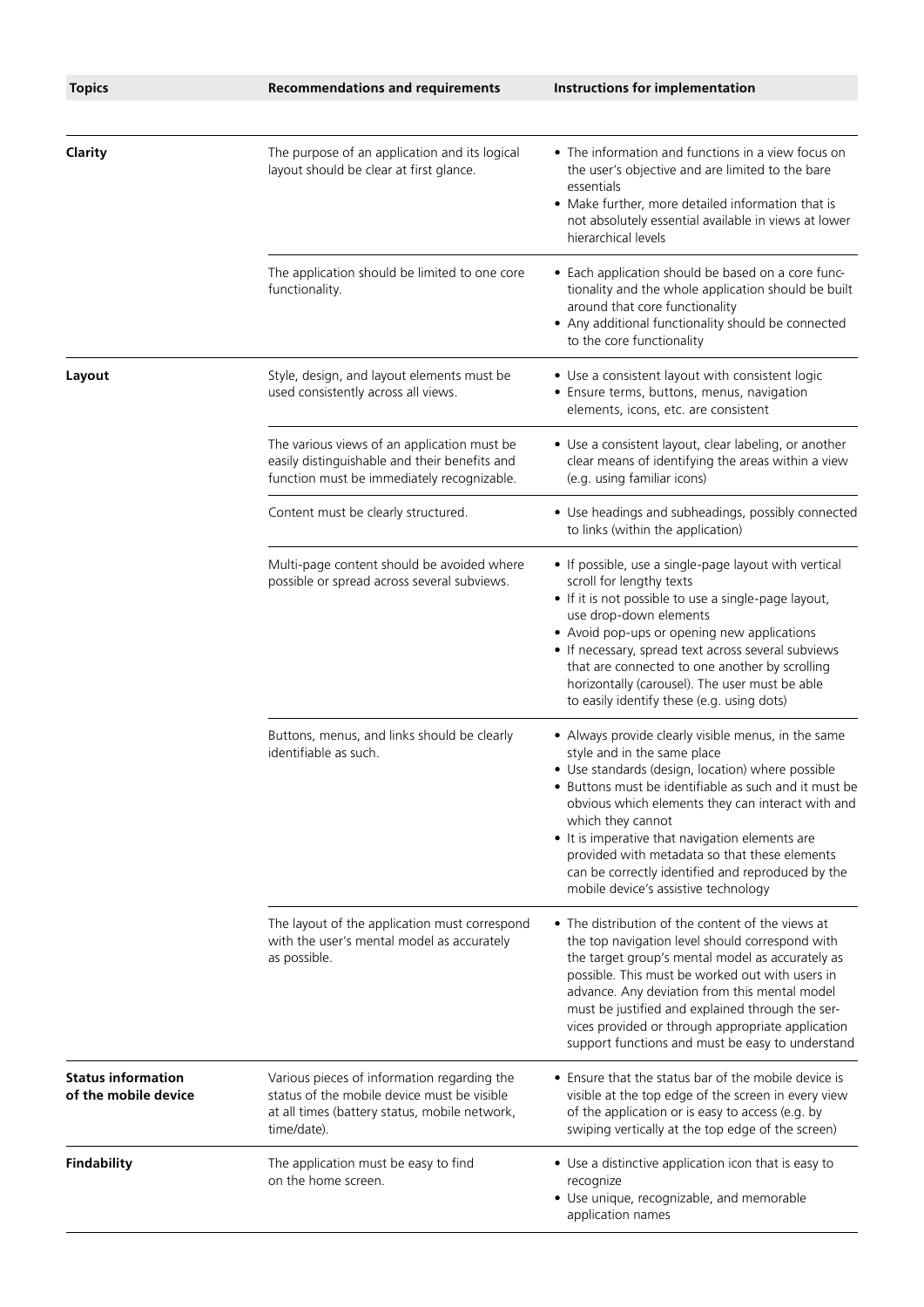| Topics | Recommendations and requirements | Instructions for implementation |
|---|---|---|
| **Clarity** | The purpose of an application and its logical layout should be clear at first glance. | • The information and functions in a view focus on the user's objective and are limited to the bare essentials<br>• Make further, more detailed information that is not absolutely essential available in views at lower hierarchical levels |
| | The application should be limited to one core functionality. | • Each application should be based on a core functionality and the whole application should be built around that core functionality<br>• Any additional functionality should be connected to the core functionality |
| **Layout** | Style, design, and layout elements must be used consistently across all views. | • Use a consistent layout with consistent logic<br>• Ensure terms, buttons, menus, navigation elements, icons, etc. are consistent |
| | The various views of an application must be easily distinguishable and their benefits and function must be immediately recognizable. | • Use a consistent layout, clear labeling, or another clear means of identifying the areas within a view (e.g. using familiar icons) |
| | Content must be clearly structured. | • Use headings and subheadings, possibly connected to links (within the application) |
| | Multi-page content should be avoided where possible or spread across several subviews. | • If possible, use a single-page layout with vertical scroll for lengthy texts<br>• If it is not possible to use a single-page layout, use drop-down elements<br>• Avoid pop-ups or opening new applications<br>• If necessary, spread text across several subviews that are connected to one another by scrolling horizontally (carousel). The user must be able to easily identify these (e.g. using dots) |
| | Buttons, menus, and links should be clearly identifiable as such. | • Always provide clearly visible menus, in the same style and in the same place<br>• Use standards (design, location) where possible<br>• Buttons must be identifiable as such and it must be obvious which elements they can interact with and which they cannot<br>• It is imperative that navigation elements are provided with metadata so that these elements can be correctly identified and reproduced by the mobile device's assistive technology |
| | The layout of the application must correspond with the user's mental model as accurately as possible. | • The distribution of the content of the views at the top navigation level should correspond with the target group's mental model as accurately as possible. This must be worked out with users in advance. Any deviation from this mental model must be justified and explained through the services provided or through appropriate application support functions and must be easy to understand |
| **Status information of the mobile device** | Various pieces of information regarding the status of the mobile device must be visible at all times (battery status, mobile network, time/date). | • Ensure that the status bar of the mobile device is visible at the top edge of the screen in every view of the application or is easy to access (e.g. by swiping vertically at the top edge of the screen) |
| **Findability** | The application must be easy to find on the home screen. | • Use a distinctive application icon that is easy to recognize<br>• Use unique, recognizable, and memorable application names |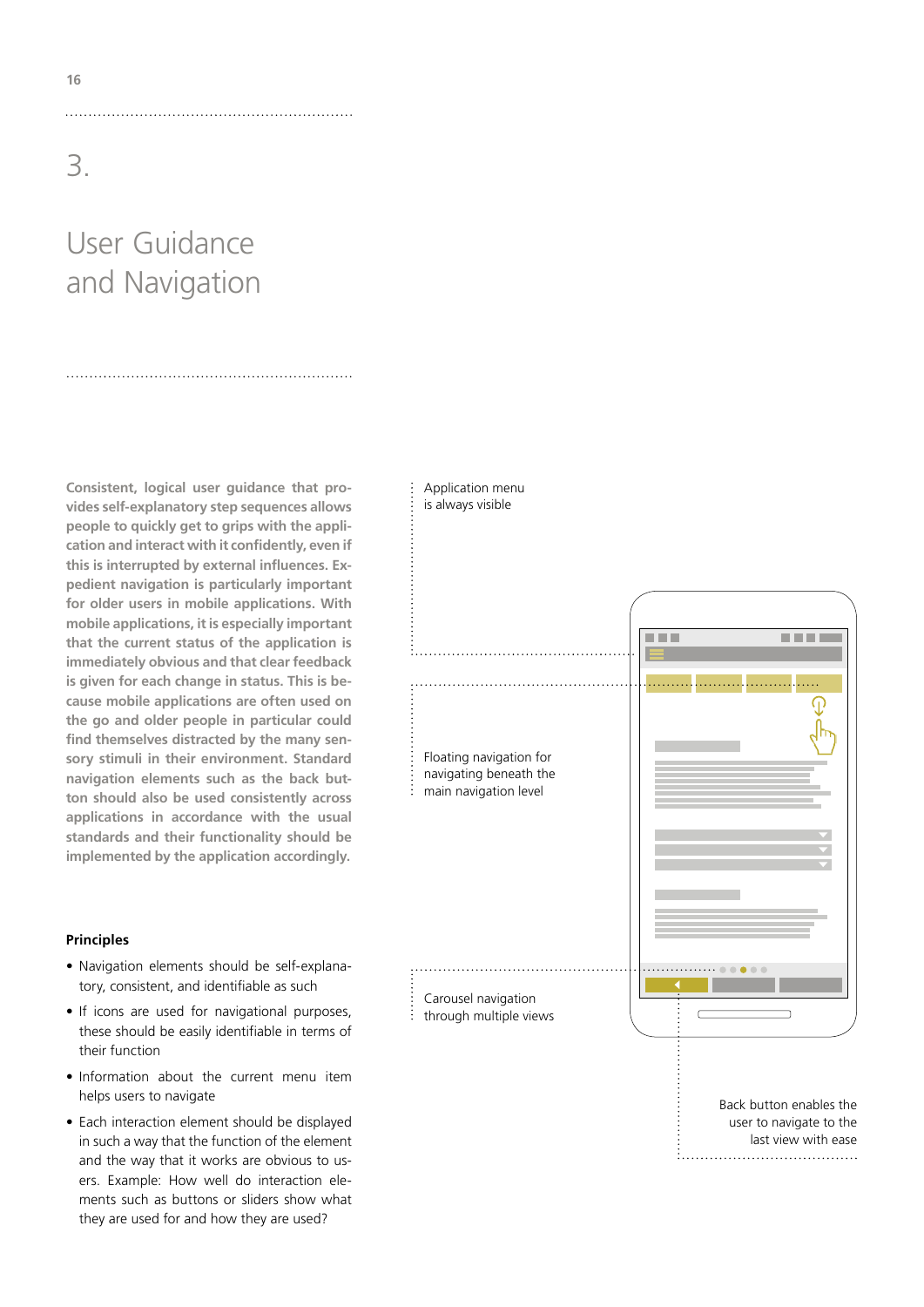# 3.

# User Guidance and Navigation

**Consistent, logical user guidance that provides self-explanatory step sequences allows people to quickly get to grips with the application and interact with it confidently, even if this is interrupted by external influences. Expedient navigation is particularly important for older users in mobile applications. With mobile applications, it is especially important that the current status of the application is immediately obvious and that clear feedback is given for each change in status. This is because mobile applications are often used on the go and older people in particular could find themselves distracted by the many sensory stimuli in their environment. Standard navigation elements such as the back button should also be used consistently across applications in accordance with the usual standards and their functionality should be implemented by the application accordingly.**

### Principles

- Navigation elements should be self-explanatory, consistent, and identifiable as such
- If icons are used for navigational purposes, these should be easily identifiable in terms of their function
- Information about the current menu item helps users to navigate
- Each interaction element should be displayed in such a way that the function of the element and the way that it works are obvious to users. Example: How well do interaction elements such as buttons or sliders show what they are used for and how they are used?

Application menu is always visible

Floating navigation for navigating beneath the main navigation level

Carousel navigation through multiple views

Back button enables the user to navigate to the last view with ease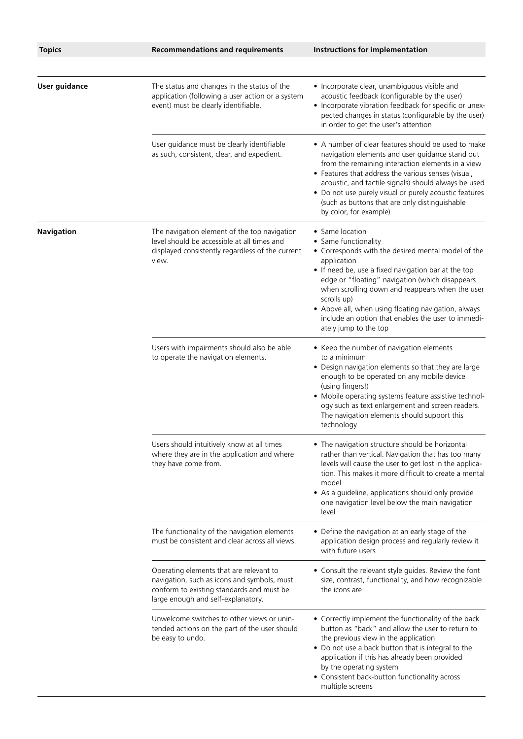| Topics | Recommendations and requirements | Instructions for implementation |
|---|---|---|
| **User guidance** | The status and changes in the status of the application (following a user action or a system event) must be clearly identifiable. | • Incorporate clear, unambiguous visible and acoustic feedback (configurable by the user)<br>• Incorporate vibration feedback for specific or unexpected changes in status (configurable by the user) in order to get the user's attention |
| | User guidance must be clearly identifiable as such, consistent, clear, and expedient. | • A number of clear features should be used to make navigation elements and user guidance stand out from the remaining interaction elements in a view<br>• Features that address the various senses (visual, acoustic, and tactile signals) should always be used<br>• Do not use purely visual or purely acoustic features (such as buttons that are only distinguishable by color, for example) |
| **Navigation** | The navigation element of the top navigation level should be accessible at all times and displayed consistently regardless of the current view. | • Same location<br>• Same functionality<br>• Corresponds with the desired mental model of the application<br>• If need be, use a fixed navigation bar at the top edge or "floating" navigation (which disappears when scrolling down and reappears when the user scrolls up)<br>• Above all, when using floating navigation, always include an option that enables the user to immediately jump to the top |
| | Users with impairments should also be able to operate the navigation elements. | • Keep the number of navigation elements to a minimum<br>• Design navigation elements so that they are large enough to be operated on any mobile device (using fingers!)<br>• Mobile operating systems feature assistive technology such as text enlargement and screen readers. The navigation elements should support this technology |
| | Users should intuitively know at all times where they are in the application and where they have come from. | • The navigation structure should be horizontal rather than vertical. Navigation that has too many levels will cause the user to get lost in the application. This makes it more difficult to create a mental model<br>• As a guideline, applications should only provide one navigation level below the main navigation level |
| | The functionality of the navigation elements must be consistent and clear across all views. | • Define the navigation at an early stage of the application design process and regularly review it with future users |
| | Operating elements that are relevant to navigation, such as icons and symbols, must conform to existing standards and must be large enough and self-explanatory. | • Consult the relevant style guides. Review the font size, contrast, functionality, and how recognizable the icons are |
| | Unwelcome switches to other views or unintended actions on the part of the user should be easy to undo. | • Correctly implement the functionality of the back button as "back" and allow the user to return to the previous view in the application<br>• Do not use a back button that is integral to the application if this has already been provided by the operating system<br>• Consistent back-button functionality across multiple screens |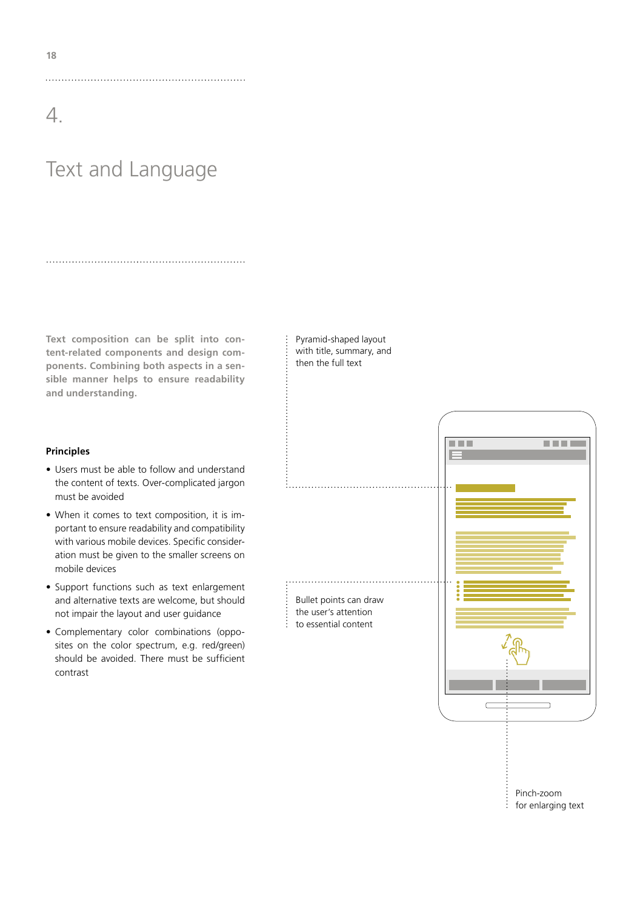# 4.

# Text and Language

**Text composition can be split into content-related components and design components. Combining both aspects in a sensible manner helps to ensure readability and understanding.**

### Principles

- Users must be able to follow and understand the content of texts. Over-complicated jargon must be avoided
- When it comes to text composition, it is important to ensure readability and compatibility with various mobile devices. Specific consideration must be given to the smaller screens on mobile devices
- Support functions such as text enlargement and alternative texts are welcome, but should not impair the layout and user guidance
- Complementary color combinations (opposites on the color spectrum, e.g. red/green) should be avoided. There must be sufficient contrast

Pyramid-shaped layout with title, summary, and then the full text

Bullet points can draw the user's attention to essential content

Pinch-zoom for enlarging text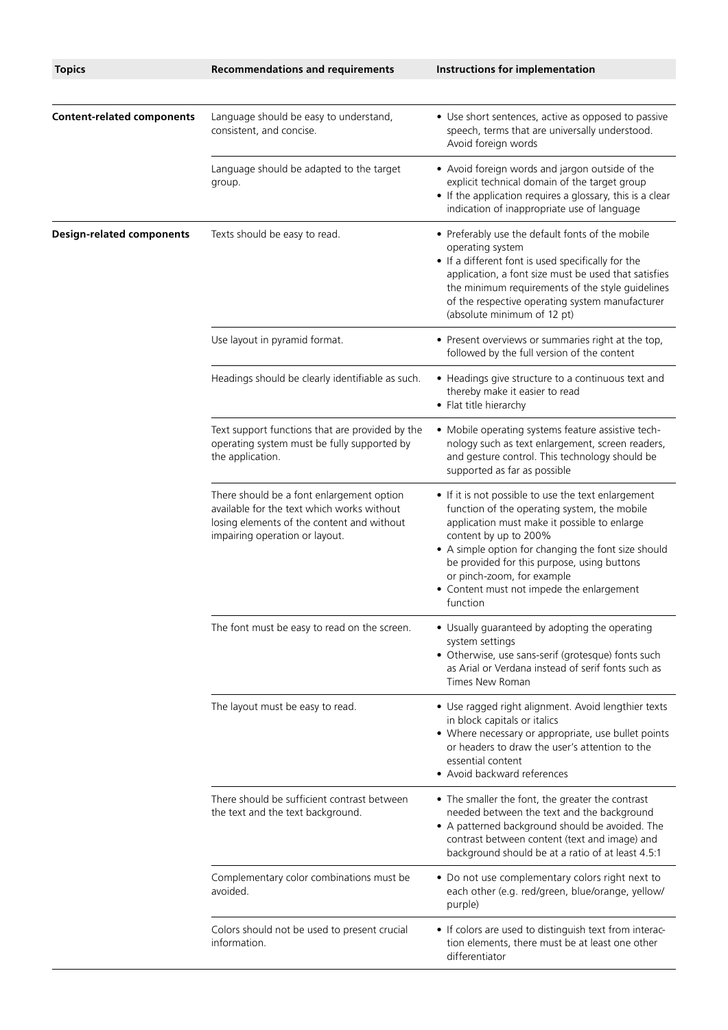| Topics | Recommendations and requirements | Instructions for implementation |
| --- | --- | --- |
| **Content-related components** | Language should be easy to understand, consistent, and concise. | • Use short sentences, active as opposed to passive speech, terms that are universally understood. Avoid foreign words |
| | Language should be adapted to the target group. | • Avoid foreign words and jargon outside of the explicit technical domain of the target group<br>• If the application requires a glossary, this is a clear indication of inappropriate use of language |
| **Design-related components** | Texts should be easy to read. | • Preferably use the default fonts of the mobile operating system<br>• If a different font is used specifically for the application, a font size must be used that satisfies the minimum requirements of the style guidelines of the respective operating system manufacturer (absolute minimum of 12 pt) |
| | Use layout in pyramid format. | • Present overviews or summaries right at the top, followed by the full version of the content |
| | Headings should be clearly identifiable as such. | • Headings give structure to a continuous text and thereby make it easier to read<br>• Flat title hierarchy |
| | Text support functions that are provided by the operating system must be fully supported by the application. | • Mobile operating systems feature assistive technology such as text enlargement, screen readers, and gesture control. This technology should be supported as far as possible |
| | There should be a font enlargement option available for the text which works without losing elements of the content and without impairing operation or layout. | • If it is not possible to use the text enlargement function of the operating system, the mobile application must make it possible to enlarge content by up to 200%<br>• A simple option for changing the font size should be provided for this purpose, using buttons or pinch-zoom, for example<br>• Content must not impede the enlargement function |
| | The font must be easy to read on the screen. | • Usually guaranteed by adopting the operating system settings<br>• Otherwise, use sans-serif (grotesque) fonts such as Arial or Verdana instead of serif fonts such as Times New Roman |
| | The layout must be easy to read. | • Use ragged right alignment. Avoid lengthier texts in block capitals or italics<br>• Where necessary or appropriate, use bullet points or headers to draw the user's attention to the essential content<br>• Avoid backward references |
| | There should be sufficient contrast between the text and the text background. | • The smaller the font, the greater the contrast needed between the text and the background<br>• A patterned background should be avoided. The contrast between content (text and image) and background should be at a ratio of at least 4.5:1 |
| | Complementary color combinations must be avoided. | • Do not use complementary colors right next to each other (e.g. red/green, blue/orange, yellow/purple) |
| | Colors should not be used to present crucial information. | • If colors are used to distinguish text from interaction elements, there must be at least one other differentiator |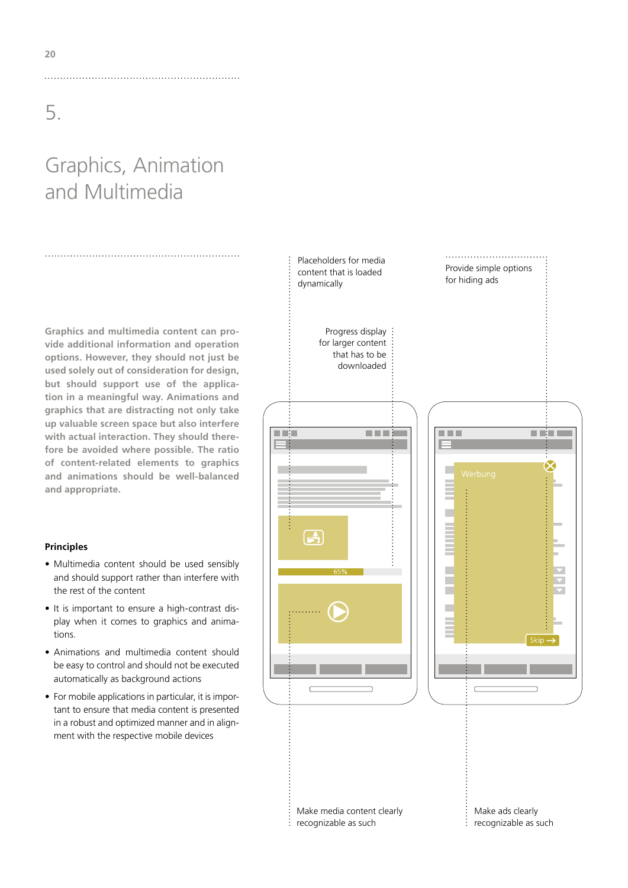# 5.

# Graphics, Animation and Multimedia

**Graphics and multimedia content can provide additional information and operation options. However, they should not just be used solely out of consideration for design, but should support use of the application in a meaningful way. Animations and graphics that are distracting not only take up valuable screen space but also interfere with actual interaction. They should therefore be avoided where possible. The ratio of content-related elements to graphics and animations should be well-balanced and appropriate.**

**Principles**

- Multimedia content should be used sensibly and should support rather than interfere with the rest of the content
- It is important to ensure a high-contrast display when it comes to graphics and animations.
- Animations and multimedia content should be easy to control and should not be executed automatically as background actions
- For mobile applications in particular, it is important to ensure that media content is presented in a robust and optimized manner and in alignment with the respective mobile devices

Placeholders for media content that is loaded dynamically

Progress display for larger content that has to be downloaded

Provide simple options for hiding ads

65%

Werbung

Skip →

Make media content clearly recognizable as such

Make ads clearly recognizable as such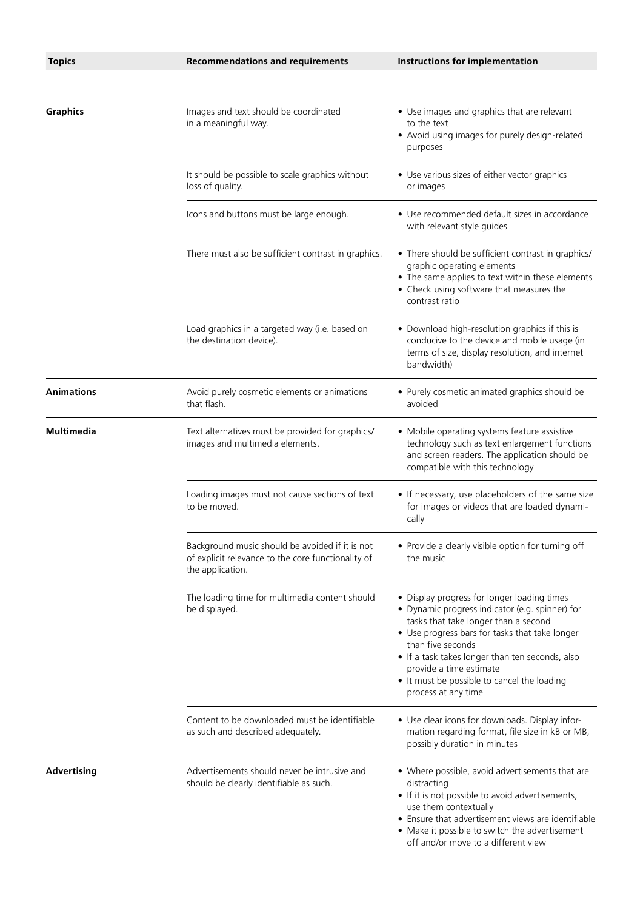| Topics | Recommendations and requirements | Instructions for implementation |
|---|---|---|
| **Graphics** | Images and text should be coordinated in a meaningful way. | • Use images and graphics that are relevant to the text<br>• Avoid using images for purely design-related purposes |
| | It should be possible to scale graphics without loss of quality. | • Use various sizes of either vector graphics or images |
| | Icons and buttons must be large enough. | • Use recommended default sizes in accordance with relevant style guides |
| | There must also be sufficient contrast in graphics. | • There should be sufficient contrast in graphics/graphic operating elements<br>• The same applies to text within these elements<br>• Check using software that measures the contrast ratio |
| | Load graphics in a targeted way (i.e. based on the destination device). | • Download high-resolution graphics if this is conducive to the device and mobile usage (in terms of size, display resolution, and internet bandwidth) |
| **Animations** | Avoid purely cosmetic elements or animations that flash. | • Purely cosmetic animated graphics should be avoided |
| **Multimedia** | Text alternatives must be provided for graphics/images and multimedia elements. | • Mobile operating systems feature assistive technology such as text enlargement functions and screen readers. The application should be compatible with this technology |
| | Loading images must not cause sections of text to be moved. | • If necessary, use placeholders of the same size for images or videos that are loaded dynamically |
| | Background music should be avoided if it is not of explicit relevance to the core functionality of the application. | • Provide a clearly visible option for turning off the music |
| | The loading time for multimedia content should be displayed. | • Display progress for longer loading times<br>• Dynamic progress indicator (e.g. spinner) for tasks that take longer than a second<br>• Use progress bars for tasks that take longer than five seconds<br>• If a task takes longer than ten seconds, also provide a time estimate<br>• It must be possible to cancel the loading process at any time |
| | Content to be downloaded must be identifiable as such and described adequately. | • Use clear icons for downloads. Display information regarding format, file size in kB or MB, possibly duration in minutes |
| **Advertising** | Advertisements should never be intrusive and should be clearly identifiable as such. | • Where possible, avoid advertisements that are distracting<br>• If it is not possible to avoid advertisements, use them contextually<br>• Ensure that advertisement views are identifiable<br>• Make it possible to switch the advertisement off and/or move to a different view |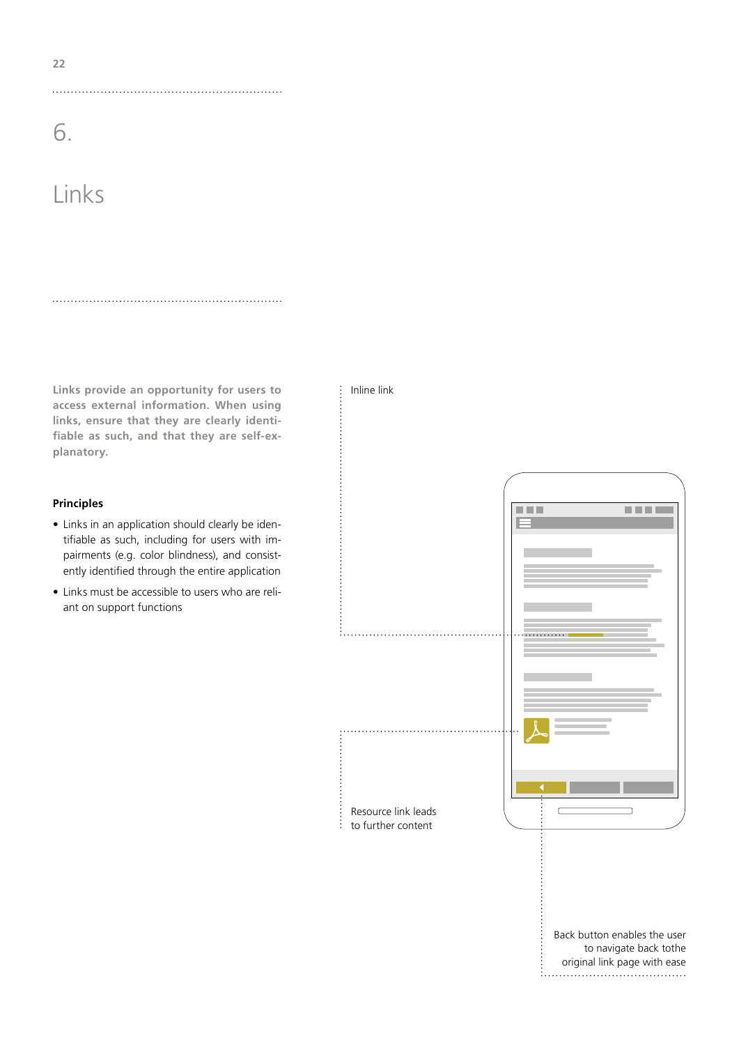# 6.

# Links

**Links provide an opportunity for users to access external information. When using links, ensure that they are clearly identifiable as such, and that they are self-explanatory.**

### Principles

- Links in an application should clearly be identifiable as such, including for users with impairments (e.g. color blindness), and consistently identified through the entire application
- Links must be accessible to users who are reliant on support functions

Inline link

Resource link leads to further content

Back button enables the user to navigate back tothe original link page with ease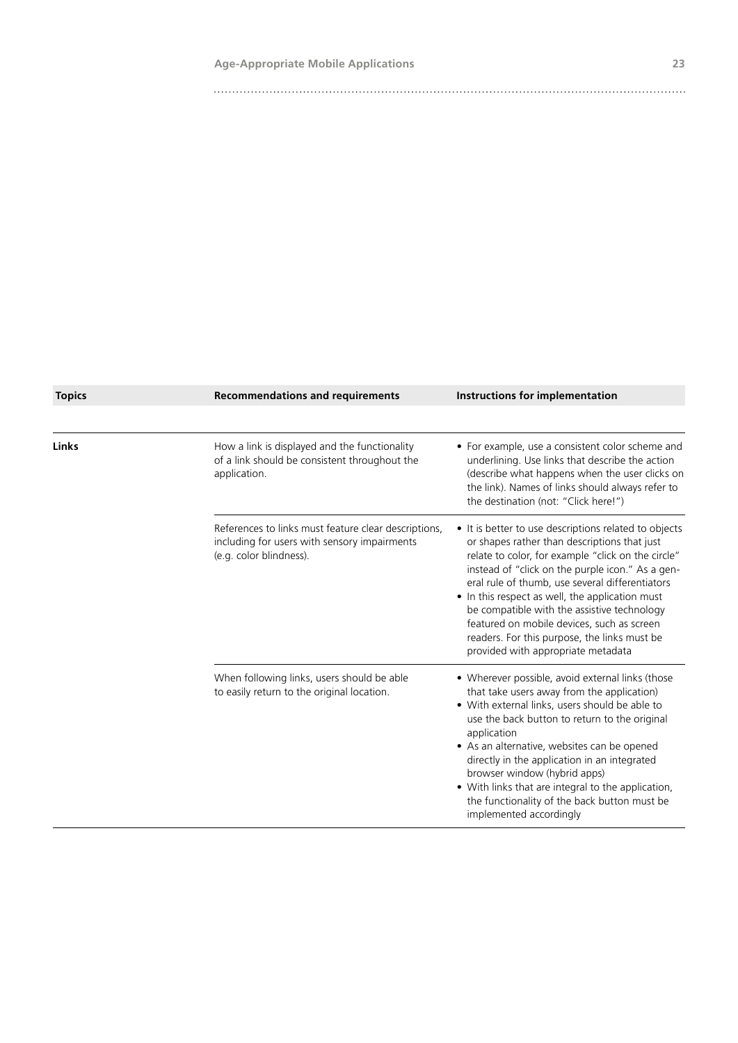| Topics | Recommendations and requirements | Instructions for implementation |
|---|---|---|
| **Links** | How a link is displayed and the functionality of a link should be consistent throughout the application. | • For example, use a consistent color scheme and underlining. Use links that describe the action (describe what happens when the user clicks on the link). Names of links should always refer to the destination (not: "Click here!") |
| | References to links must feature clear descriptions, including for users with sensory impairments (e.g. color blindness). | • It is better to use descriptions related to objects or shapes rather than descriptions that just relate to color, for example "click on the circle" instead of "click on the purple icon." As a general rule of thumb, use several differentiators<br>• In this respect as well, the application must be compatible with the assistive technology featured on mobile devices, such as screen readers. For this purpose, the links must be provided with appropriate metadata |
| | When following links, users should be able to easily return to the original location. | • Wherever possible, avoid external links (those that take users away from the application)<br>• With external links, users should be able to use the back button to return to the original application<br>• As an alternative, websites can be opened directly in the application in an integrated browser window (hybrid apps)<br>• With links that are integral to the application, the functionality of the back button must be implemented accordingly |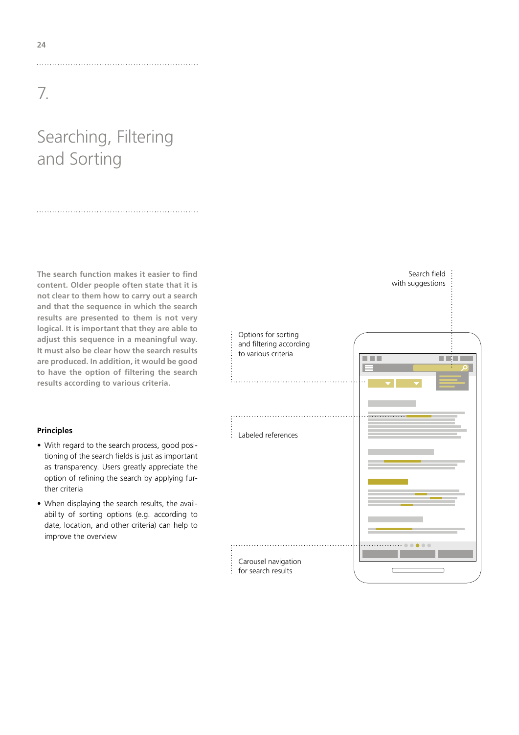# 7.

# Searching, Filtering and Sorting

**The search function makes it easier to find content. Older people often state that it is not clear to them how to carry out a search and that the sequence in which the search results are presented to them is not very logical. It is important that they are able to adjust this sequence in a meaningful way. It must also be clear how the search results are produced. In addition, it would be good to have the option of filtering the search results according to various criteria.**

**Principles**

- With regard to the search process, good positioning of the search fields is just as important as transparency. Users greatly appreciate the option of refining the search by applying further criteria
- When displaying the search results, the availability of sorting options (e.g. according to date, location, and other criteria) can help to improve the overview

Search field with suggestions

Options for sorting and filtering according to various criteria

Labeled references

Carousel navigation for search results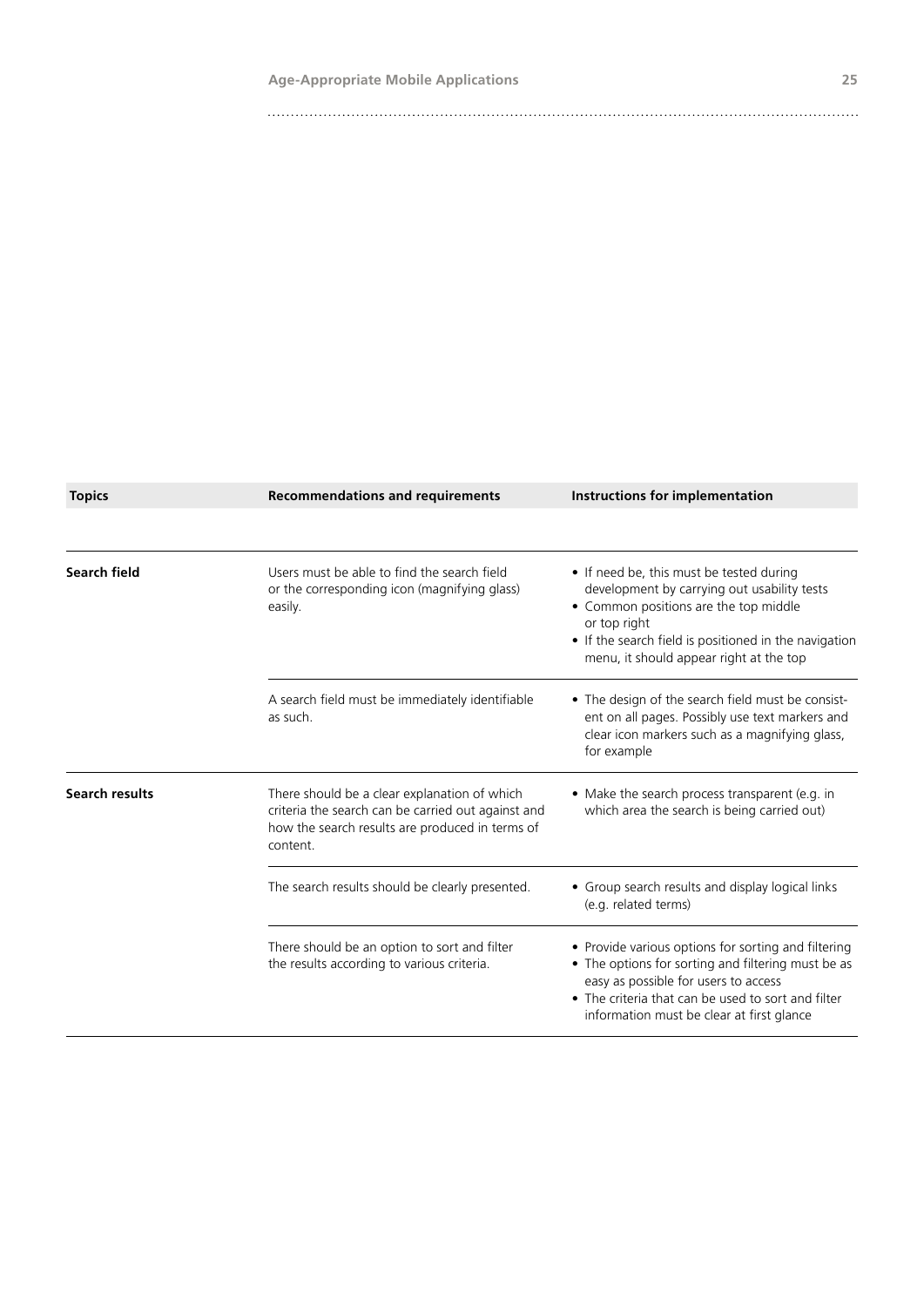| Topics | Recommendations and requirements | Instructions for implementation |
|---|---|---|
| **Search field** | Users must be able to find the search field or the corresponding icon (magnifying glass) easily. | • If need be, this must be tested during development by carrying out usability tests<br>• Common positions are the top middle or top right<br>• If the search field is positioned in the navigation menu, it should appear right at the top |
| | A search field must be immediately identifiable as such. | • The design of the search field must be consistent on all pages. Possibly use text markers and clear icon markers such as a magnifying glass, for example |
| **Search results** | There should be a clear explanation of which criteria the search can be carried out against and how the search results are produced in terms of content. | • Make the search process transparent (e.g. in which area the search is being carried out) |
| | The search results should be clearly presented. | • Group search results and display logical links (e.g. related terms) |
| | There should be an option to sort and filter the results according to various criteria. | • Provide various options for sorting and filtering<br>• The options for sorting and filtering must be as easy as possible for users to access<br>• The criteria that can be used to sort and filter information must be clear at first glance |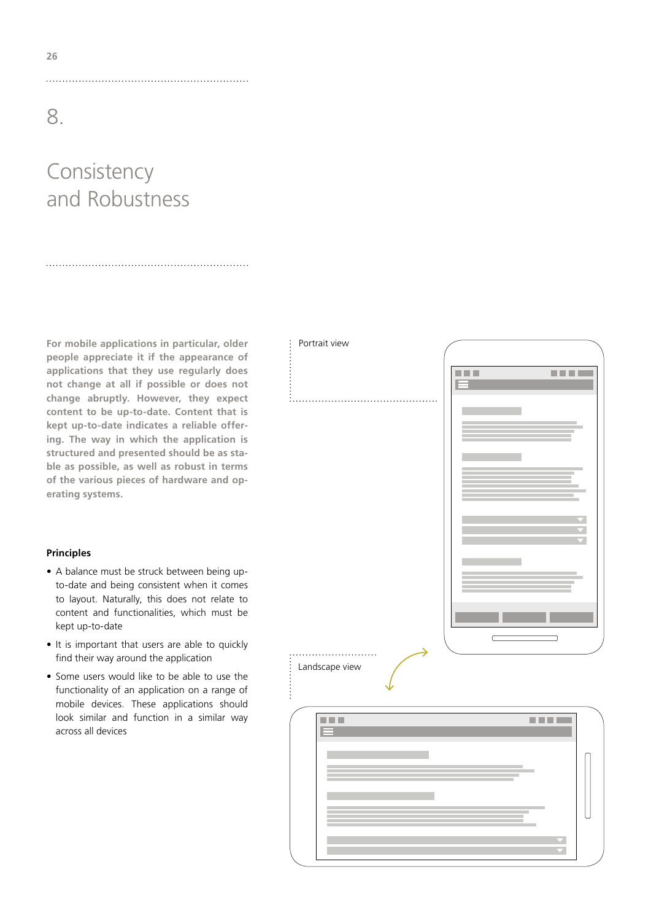# 8.

# Consistency and Robustness

**For mobile applications in particular, older people appreciate it if the appearance of applications that they use regularly does not change at all if possible or does not change abruptly. However, they expect content to be up-to-date. Content that is kept up-to-date indicates a reliable offering. The way in which the application is structured and presented should be as stable as possible, as well as robust in terms of the various pieces of hardware and operating systems.**

**Principles**

- A balance must be struck between being up-to-date and being consistent when it comes to layout. Naturally, this does not relate to content and functionalities, which must be kept up-to-date
- It is important that users are able to quickly find their way around the application
- Some users would like to be able to use the functionality of an application on a range of mobile devices. These applications should look similar and function in a similar way across all devices

Portrait view

Landscape view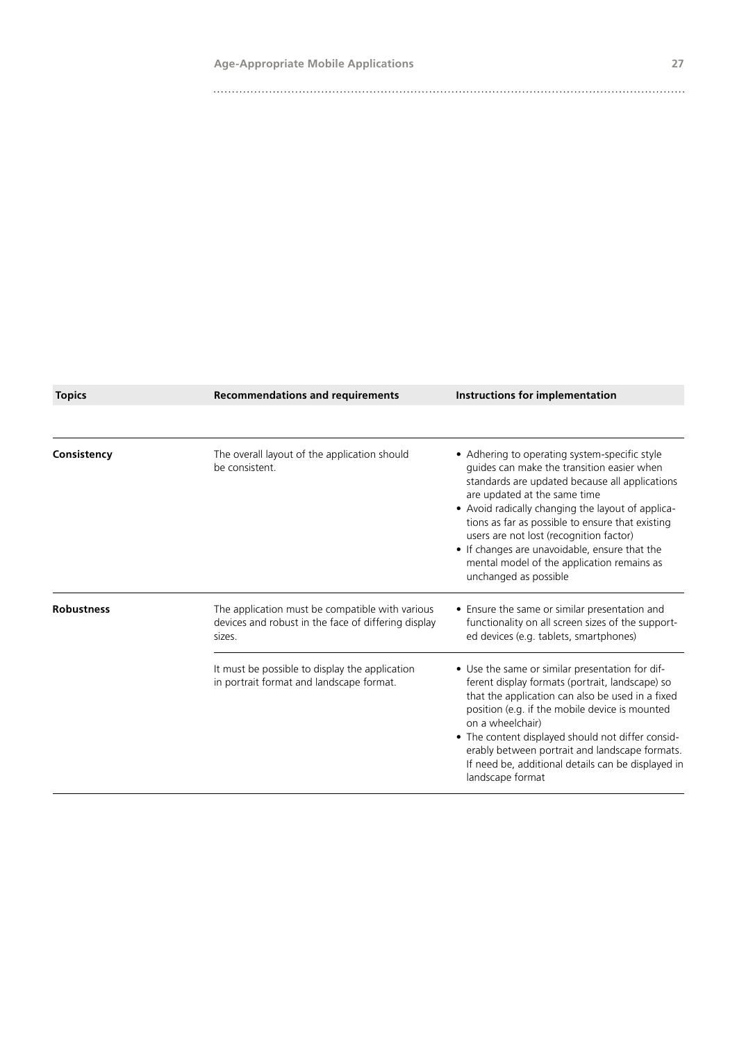| Topics | Recommendations and requirements | Instructions for implementation |
|---|---|---|
| **Consistency** | The overall layout of the application should be consistent. | • Adhering to operating system-specific style guides can make the transition easier when standards are updated because all applications are updated at the same time<br>• Avoid radically changing the layout of applications as far as possible to ensure that existing users are not lost (recognition factor)<br>• If changes are unavoidable, ensure that the mental model of the application remains as unchanged as possible |
| **Robustness** | The application must be compatible with various devices and robust in the face of differing display sizes. | • Ensure the same or similar presentation and functionality on all screen sizes of the supported devices (e.g. tablets, smartphones) |
| | It must be possible to display the application in portrait format and landscape format. | • Use the same or similar presentation for different display formats (portrait, landscape) so that the application can also be used in a fixed position (e.g. if the mobile device is mounted on a wheelchair)<br>• The content displayed should not differ considerably between portrait and landscape formats. If need be, additional details can be displayed in landscape format |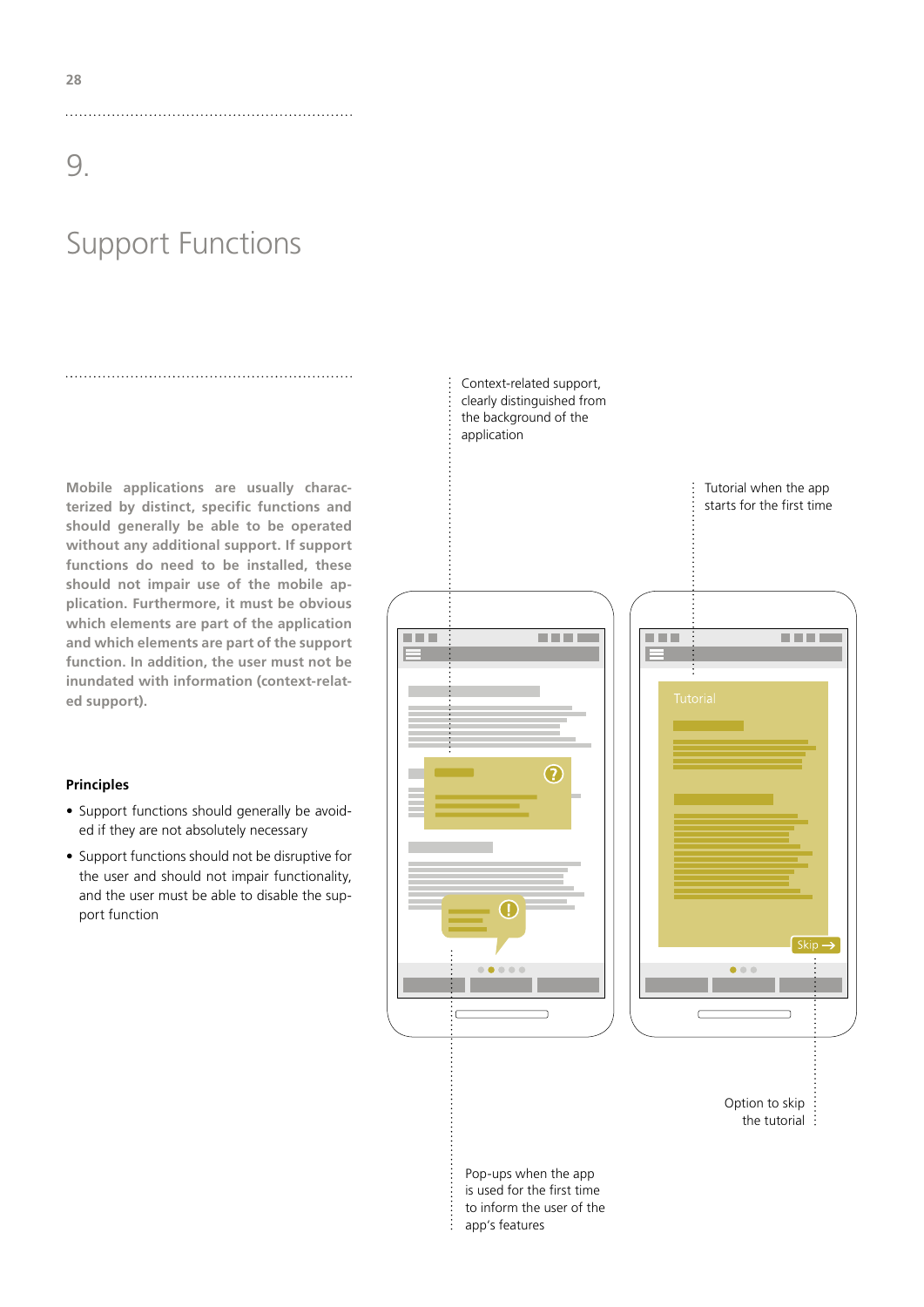# 9.

# Support Functions

**Mobile applications are usually characterized by distinct, specific functions and should generally be able to be operated without any additional support. If support functions do need to be installed, these should not impair use of the mobile application. Furthermore, it must be obvious which elements are part of the application and which elements are part of the support function. In addition, the user must not be inundated with information (context-related support).**

Context-related support, clearly distinguished from the background of the application

Tutorial when the app starts for the first time

Option to skip the tutorial

Pop-ups when the app is used for the first time to inform the user of the app's features

#### Principles

- Support functions should generally be avoided if they are not absolutely necessary
- Support functions should not be disruptive for the user and should not impair functionality, and the user must be able to disable the support function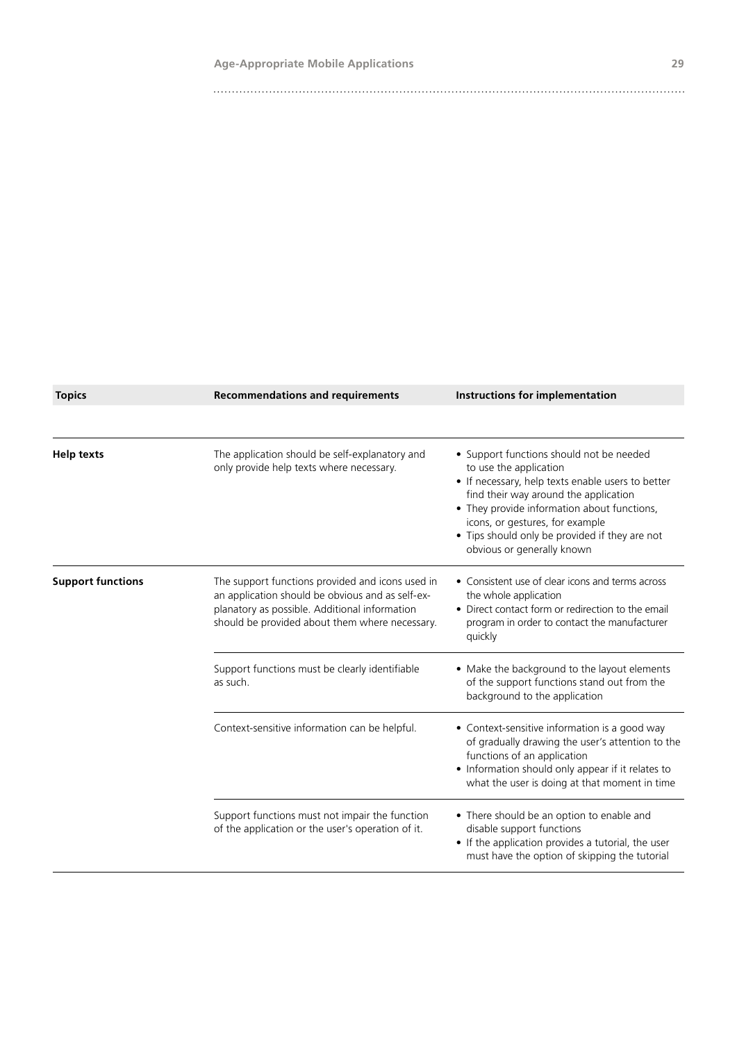| Topics | Recommendations and requirements | Instructions for implementation |
|---|---|---|
| **Help texts** | The application should be self-explanatory and only provide help texts where necessary. | • Support functions should not be needed to use the application<br>• If necessary, help texts enable users to better find their way around the application<br>• They provide information about functions, icons, or gestures, for example<br>• Tips should only be provided if they are not obvious or generally known |
| **Support functions** | The support functions provided and icons used in an application should be obvious and as self-explanatory as possible. Additional information should be provided about them where necessary. | • Consistent use of clear icons and terms across the whole application<br>• Direct contact form or redirection to the email program in order to contact the manufacturer quickly |
| | Support functions must be clearly identifiable as such. | • Make the background to the layout elements of the support functions stand out from the background to the application |
| | Context-sensitive information can be helpful. | • Context-sensitive information is a good way of gradually drawing the user's attention to the functions of an application<br>• Information should only appear if it relates to what the user is doing at that moment in time |
| | Support functions must not impair the function of the application or the user's operation of it. | • There should be an option to enable and disable support functions<br>• If the application provides a tutorial, the user must have the option of skipping the tutorial |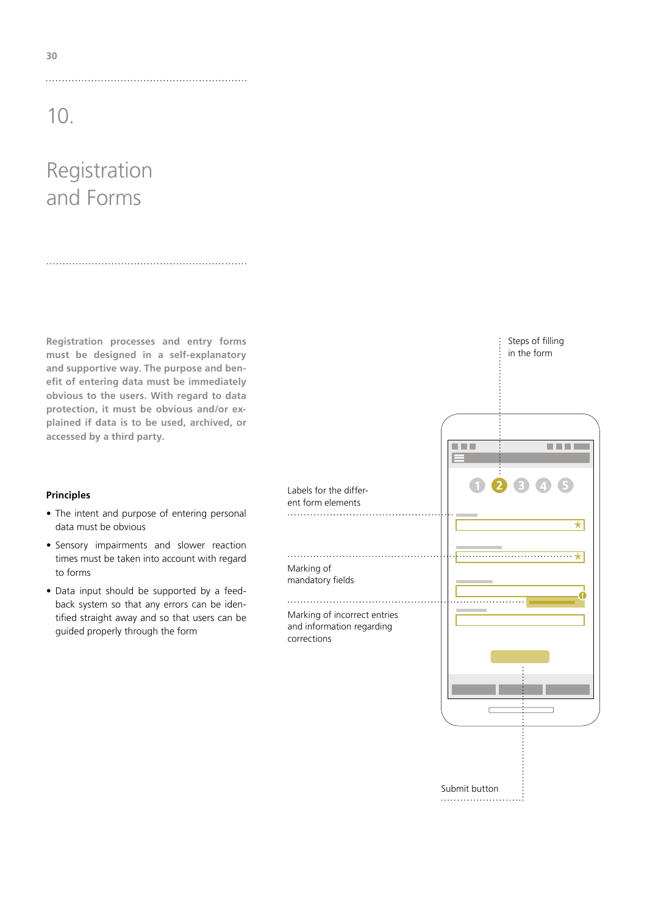# 10.

# Registration and Forms

**Registration processes and entry forms must be designed in a self-explanatory and supportive way. The purpose and benefit of entering data must be immediately obvious to the users. With regard to data protection, it must be obvious and/or explained if data is to be used, archived, or accessed by a third party.**

**Principles**

- The intent and purpose of entering personal data must be obvious
- Sensory impairments and slower reaction times must be taken into account with regard to forms
- Data input should be supported by a feedback system so that any errors can be identified straight away and so that users can be guided properly through the form

Steps of filling in the form

Labels for the different form elements

Marking of mandatory fields

Marking of incorrect entries and information regarding corrections

Submit button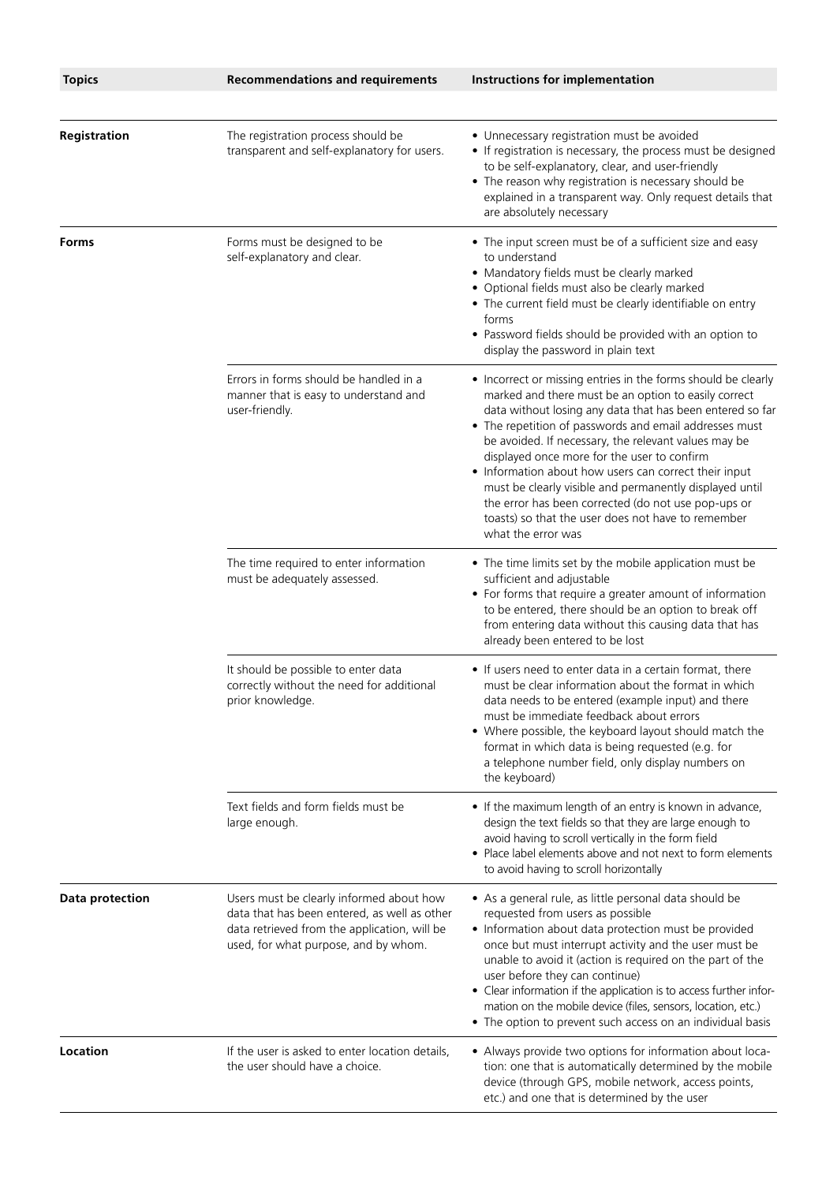| Topics | Recommendations and requirements | Instructions for implementation |
|---|---|---|
| **Registration** | The registration process should be transparent and self-explanatory for users. | • Unnecessary registration must be avoided<br>• If registration is necessary, the process must be designed to be self-explanatory, clear, and user-friendly<br>• The reason why registration is necessary should be explained in a transparent way. Only request details that are absolutely necessary |
| **Forms** | Forms must be designed to be self-explanatory and clear. | • The input screen must be of a sufficient size and easy to understand<br>• Mandatory fields must be clearly marked<br>• Optional fields must also be clearly marked<br>• The current field must be clearly identifiable on entry forms<br>• Password fields should be provided with an option to display the password in plain text |
| | Errors in forms should be handled in a manner that is easy to understand and user-friendly. | • Incorrect or missing entries in the forms should be clearly marked and there must be an option to easily correct data without losing any data that has been entered so far<br>• The repetition of passwords and email addresses must be avoided. If necessary, the relevant values may be displayed once more for the user to confirm<br>• Information about how users can correct their input must be clearly visible and permanently displayed until the error has been corrected (do not use pop-ups or toasts) so that the user does not have to remember what the error was |
| | The time required to enter information must be adequately assessed. | • The time limits set by the mobile application must be sufficient and adjustable<br>• For forms that require a greater amount of information to be entered, there should be an option to break off from entering data without this causing data that has already been entered to be lost |
| | It should be possible to enter data correctly without the need for additional prior knowledge. | • If users need to enter data in a certain format, there must be clear information about the format in which data needs to be entered (example input) and there must be immediate feedback about errors<br>• Where possible, the keyboard layout should match the format in which data is being requested (e.g. for a telephone number field, only display numbers on the keyboard) |
| | Text fields and form fields must be large enough. | • If the maximum length of an entry is known in advance, design the text fields so that they are large enough to avoid having to scroll vertically in the form field<br>• Place label elements above and not next to form elements to avoid having to scroll horizontally |
| **Data protection** | Users must be clearly informed about how data that has been entered, as well as other data retrieved from the application, will be used, for what purpose, and by whom. | • As a general rule, as little personal data should be requested from users as possible<br>• Information about data protection must be provided once but must interrupt activity and the user must be unable to avoid it (action is required on the part of the user before they can continue)<br>• Clear information if the application is to access further information on the mobile device (files, sensors, location, etc.)<br>• The option to prevent such access on an individual basis |
| **Location** | If the user is asked to enter location details, the user should have a choice. | • Always provide two options for information about location: one that is automatically determined by the mobile device (through GPS, mobile network, access points, etc.) and one that is determined by the user |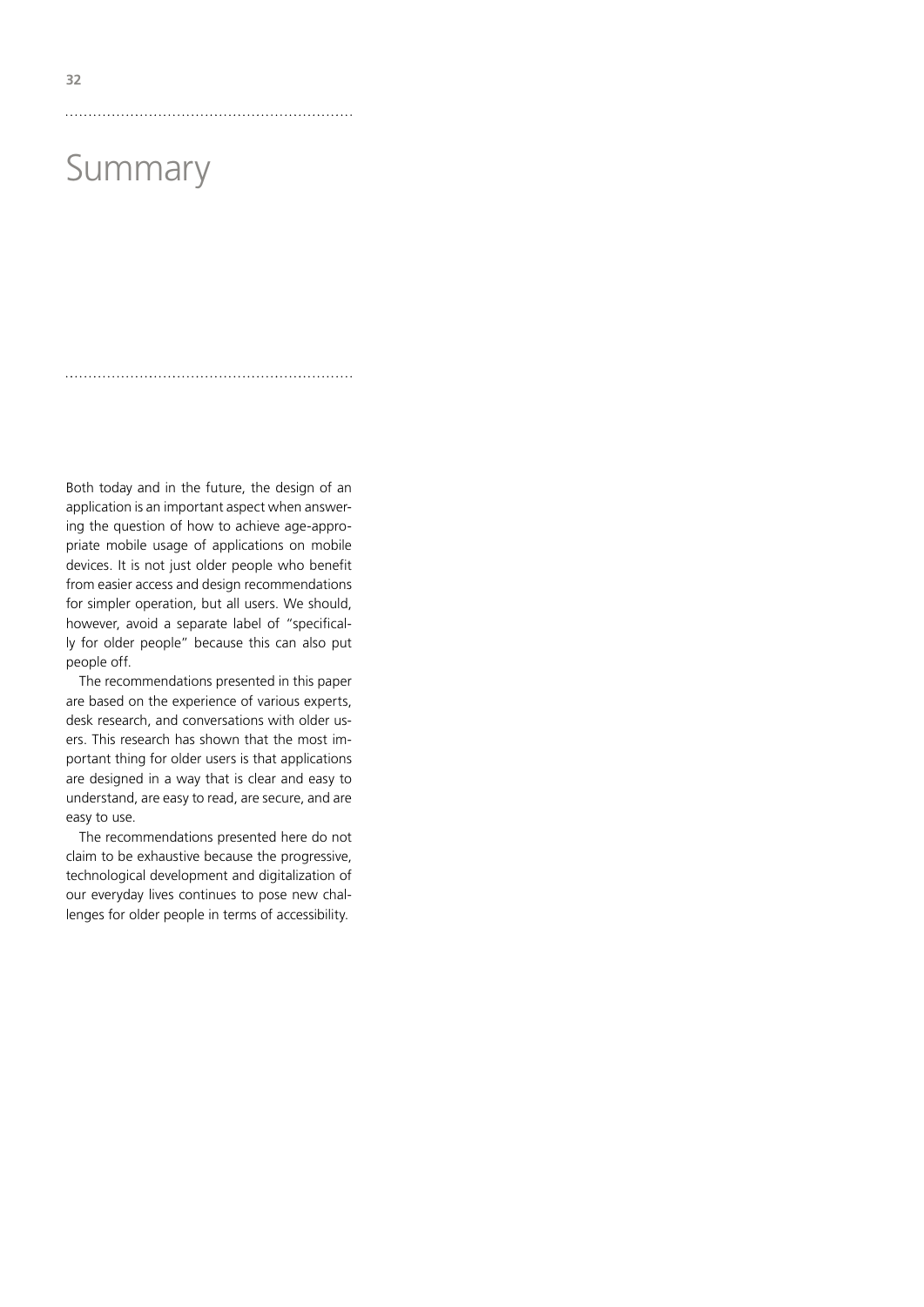# Summary

Both today and in the future, the design of an application is an important aspect when answering the question of how to achieve age-appropriate mobile usage of applications on mobile devices. It is not just older people who benefit from easier access and design recommendations for simpler operation, but all users. We should, however, avoid a separate label of "specifically for older people" because this can also put people off.

The recommendations presented in this paper are based on the experience of various experts, desk research, and conversations with older users. This research has shown that the most important thing for older users is that applications are designed in a way that is clear and easy to understand, are easy to read, are secure, and are easy to use.

The recommendations presented here do not claim to be exhaustive because the progressive, technological development and digitalization of our everyday lives continues to pose new challenges for older people in terms of accessibility.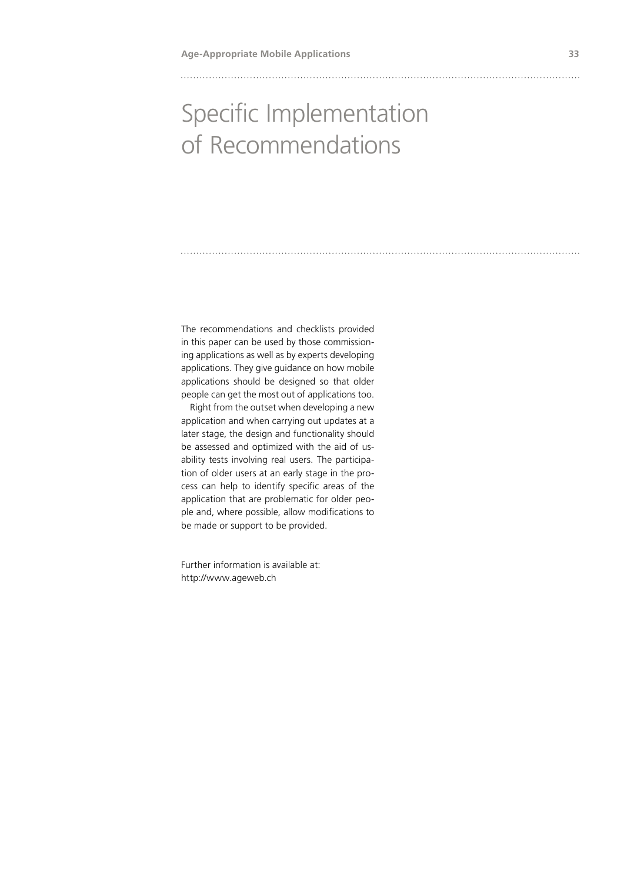# Specific Implementation of Recommendations

The recommendations and checklists provided in this paper can be used by those commissioning applications as well as by experts developing applications. They give guidance on how mobile applications should be designed so that older people can get the most out of applications too.

Right from the outset when developing a new application and when carrying out updates at a later stage, the design and functionality should be assessed and optimized with the aid of usability tests involving real users. The participation of older users at an early stage in the process can help to identify specific areas of the application that are problematic for older people and, where possible, allow modifications to be made or support to be provided.

Further information is available at:
http://www.ageweb.ch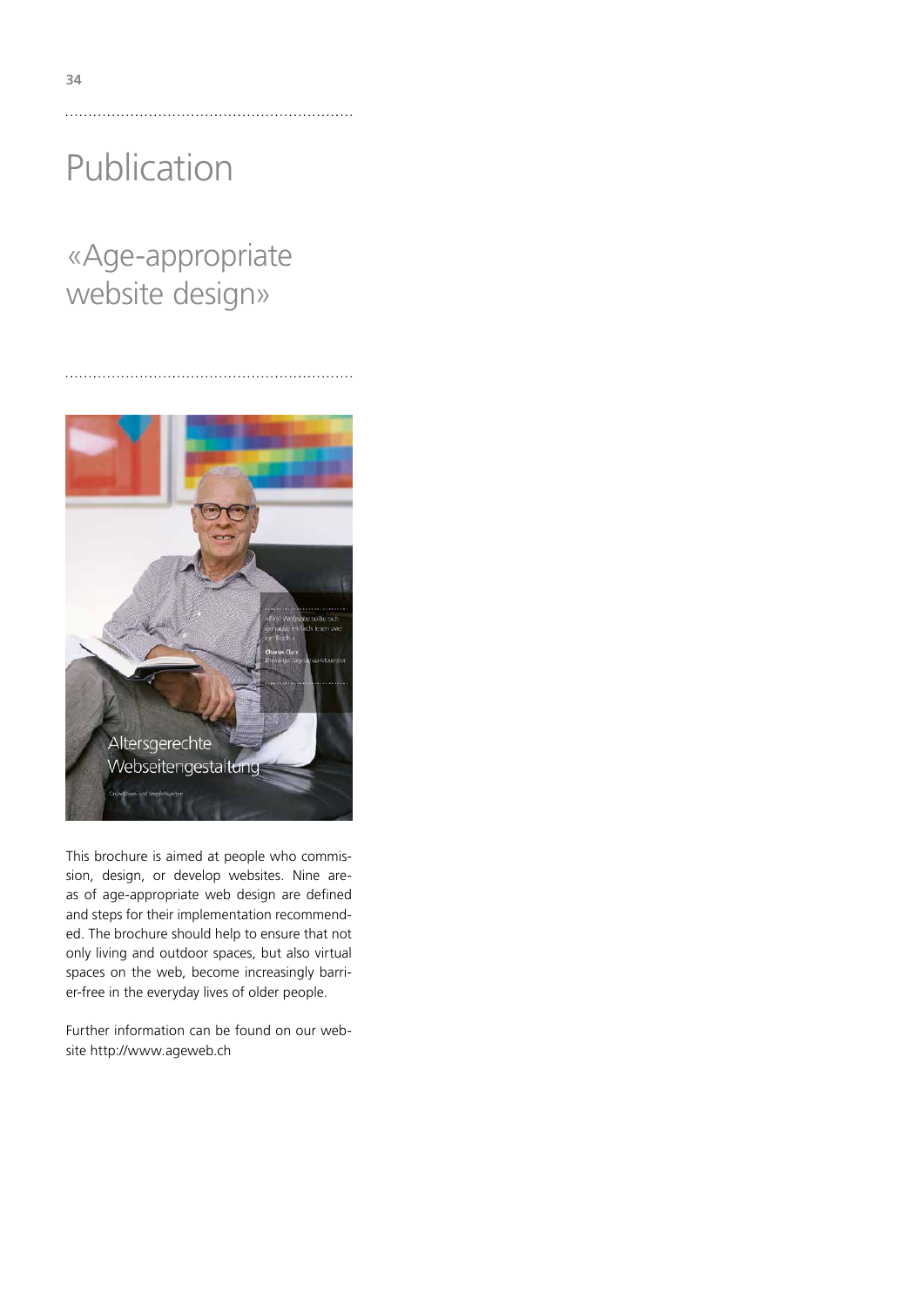# Publication

## «Age-appropriate website design»

This brochure is aimed at people who commission, design, or develop websites. Nine areas of age-appropriate web design are defined and steps for their implementation recommended. The brochure should help to ensure that not only living and outdoor spaces, but also virtual spaces on the web, become increasingly barrier-free in the everyday lives of older people.

Further information can be found on our website http://www.ageweb.ch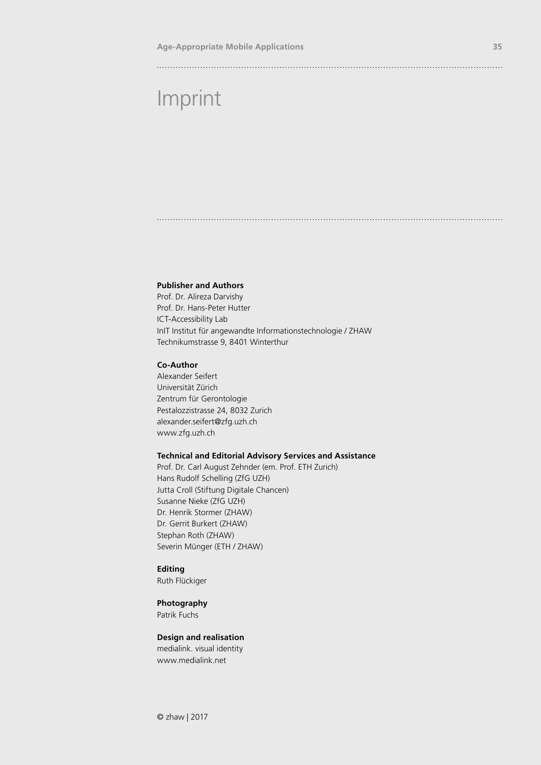# Imprint

**Publisher and Authors**
Prof. Dr. Alireza Darvishy
Prof. Dr. Hans-Peter Hutter
ICT-Accessibility Lab
InIT Institut für angewandte Informationstechnologie / ZHAW
Technikumstrasse 9, 8401 Winterthur

**Co-Author**
Alexander Seifert
Universität Zürich
Zentrum für Gerontologie
Pestalozzistrasse 24, 8032 Zurich
alexander.seifert@zfg.uzh.ch
www.zfg.uzh.ch

**Technical and Editorial Advisory Services and Assistance**
Prof. Dr. Carl August Zehnder (em. Prof. ETH Zurich)
Hans Rudolf Schelling (ZfG UZH)
Jutta Croll (Stiftung Digitale Chancen)
Susanne Nieke (ZfG UZH)
Dr. Henrik Stormer (ZHAW)
Dr. Gerrit Burkert (ZHAW)
Stephan Roth (ZHAW)
Severin Münger (ETH / ZHAW)

**Editing**
Ruth Flückiger

**Photography**
Patrik Fuchs

**Design and realisation**
medialink. visual identity
www.medialink.net

© zhaw | 2017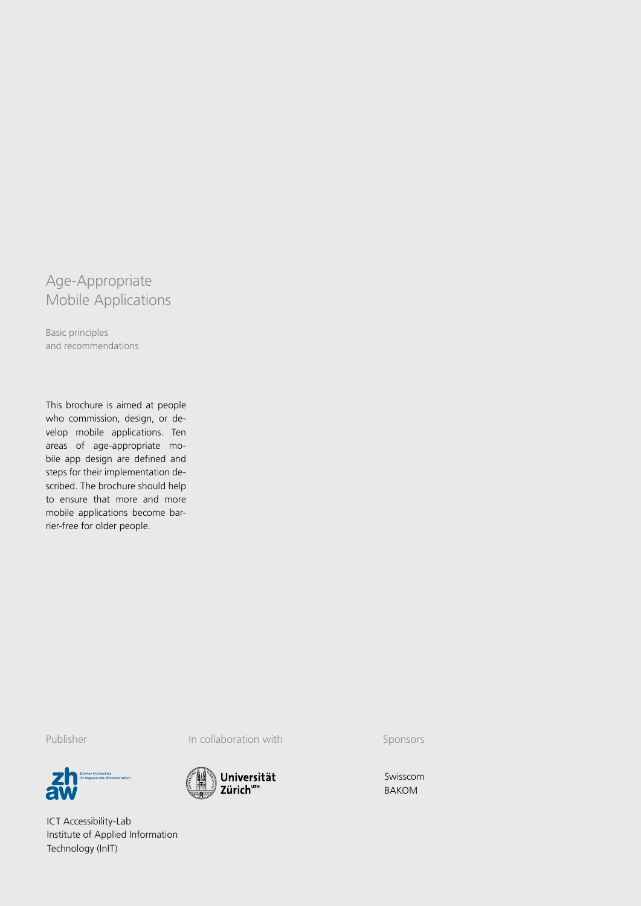# Age-Appropriate Mobile Applications

Basic principles and recommendations

This brochure is aimed at people who commission, design, or develop mobile applications. Ten areas of age-appropriate mobile app design are defined and steps for their implementation described. The brochure should help to ensure that more and more mobile applications become barrier-free for older people.

Publisher

Zürcher Hochschule für Angewandte Wissenschaften

ICT Accessibility-Lab
Institute of Applied Information Technology (InIT)

In collaboration with

Universität Zürich[UZH]

Sponsors

Swisscom
BAKOM